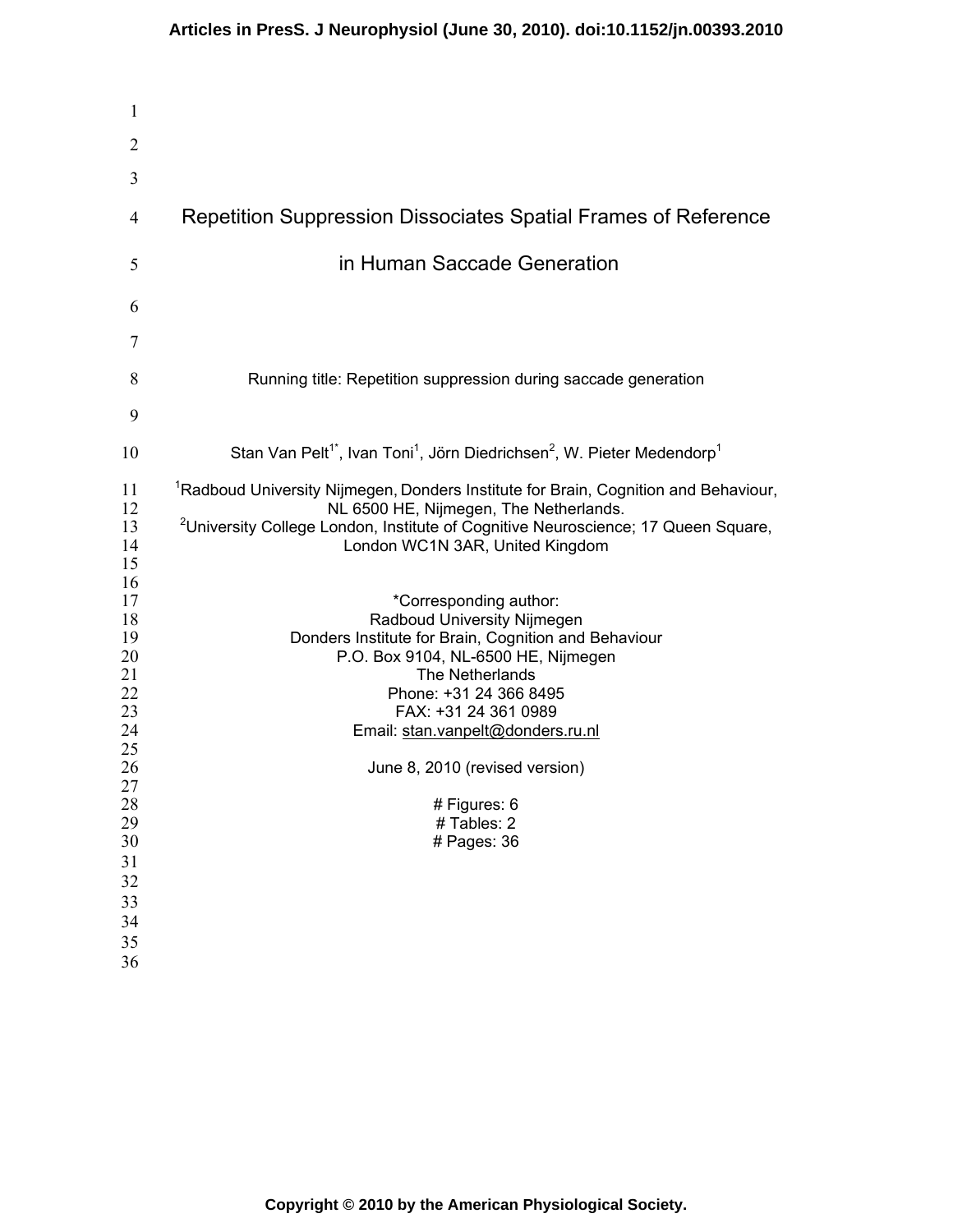# Repetition Suppression Dissociates Spatial Frames of Reference in Human Saccade Generation

Running title: Repetition suppression during saccade generation

Stan Van Pelt[1*], Ivan Toni[1], Jörn Diedrichsen[2], W. Pieter Medendorp[1]

[1]Radboud University Nijmegen, Donders Institute for Brain, Cognition and Behaviour, NL 6500 HE, Nijmegen, The Netherlands.
[2]University College London, Institute of Cognitive Neuroscience; 17 Queen Square, London WC1N 3AR, United Kingdom

*Corresponding author:
Radboud University Nijmegen
Donders Institute for Brain, Cognition and Behaviour
P.O. Box 9104, NL-6500 HE, Nijmegen
The Netherlands
Phone: +31 24 366 8495
FAX: +31 24 361 0989
Email: stan.vanpelt@donders.ru.nl

June 8, 2010 (revised version)

# Figures: 6
# Tables: 2
# Pages: 36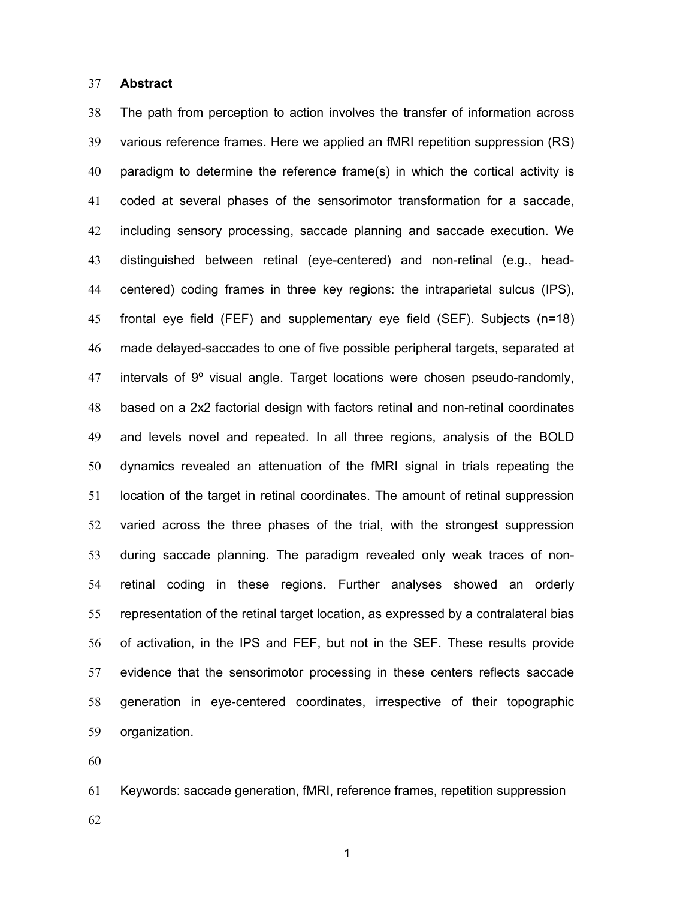## Abstract

The path from perception to action involves the transfer of information across various reference frames. Here we applied an fMRI repetition suppression (RS) paradigm to determine the reference frame(s) in which the cortical activity is coded at several phases of the sensorimotor transformation for a saccade, including sensory processing, saccade planning and saccade execution. We distinguished between retinal (eye-centered) and non-retinal (e.g., head-centered) coding frames in three key regions: the intraparietal sulcus (IPS), frontal eye field (FEF) and supplementary eye field (SEF). Subjects (n=18) made delayed-saccades to one of five possible peripheral targets, separated at intervals of 9º visual angle. Target locations were chosen pseudo-randomly, based on a 2x2 factorial design with factors retinal and non-retinal coordinates and levels novel and repeated. In all three regions, analysis of the BOLD dynamics revealed an attenuation of the fMRI signal in trials repeating the location of the target in retinal coordinates. The amount of retinal suppression varied across the three phases of the trial, with the strongest suppression during saccade planning. The paradigm revealed only weak traces of non-retinal coding in these regions. Further analyses showed an orderly representation of the retinal target location, as expressed by a contralateral bias of activation, in the IPS and FEF, but not in the SEF. These results provide evidence that the sensorimotor processing in these centers reflects saccade generation in eye-centered coordinates, irrespective of their topographic organization.

Keywords: saccade generation, fMRI, reference frames, repetition suppression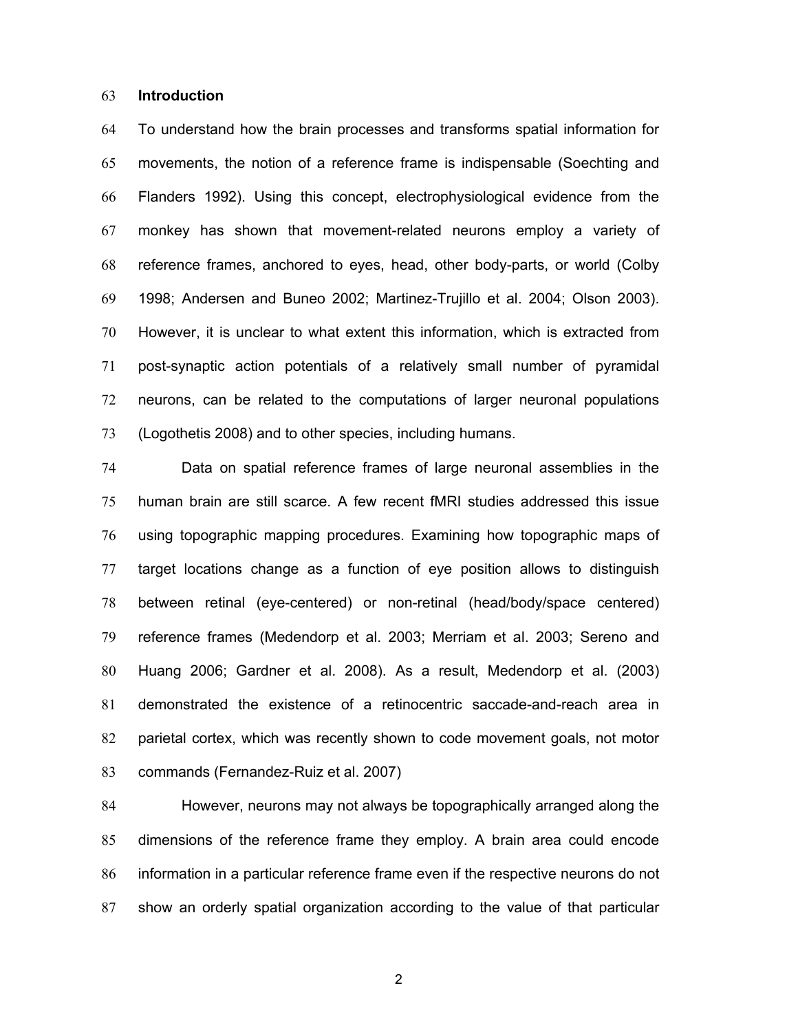## Introduction

To understand how the brain processes and transforms spatial information for movements, the notion of a reference frame is indispensable (Soechting and Flanders 1992). Using this concept, electrophysiological evidence from the monkey has shown that movement-related neurons employ a variety of reference frames, anchored to eyes, head, other body-parts, or world (Colby 1998; Andersen and Buneo 2002; Martinez-Trujillo et al. 2004; Olson 2003). However, it is unclear to what extent this information, which is extracted from post-synaptic action potentials of a relatively small number of pyramidal neurons, can be related to the computations of larger neuronal populations (Logothetis 2008) and to other species, including humans.

Data on spatial reference frames of large neuronal assemblies in the human brain are still scarce. A few recent fMRI studies addressed this issue using topographic mapping procedures. Examining how topographic maps of target locations change as a function of eye position allows to distinguish between retinal (eye-centered) or non-retinal (head/body/space centered) reference frames (Medendorp et al. 2003; Merriam et al. 2003; Sereno and Huang 2006; Gardner et al. 2008). As a result, Medendorp et al. (2003) demonstrated the existence of a retinocentric saccade-and-reach area in parietal cortex, which was recently shown to code movement goals, not motor commands (Fernandez-Ruiz et al. 2007)

However, neurons may not always be topographically arranged along the dimensions of the reference frame they employ. A brain area could encode information in a particular reference frame even if the respective neurons do not show an orderly spatial organization according to the value of that particular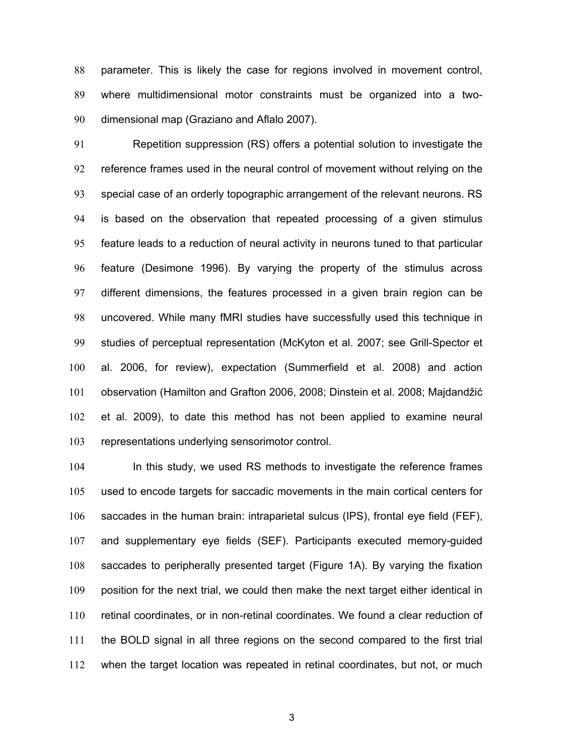parameter. This is likely the case for regions involved in movement control, where multidimensional motor constraints must be organized into a two-dimensional map (Graziano and Aflalo 2007).

Repetition suppression (RS) offers a potential solution to investigate the reference frames used in the neural control of movement without relying on the special case of an orderly topographic arrangement of the relevant neurons. RS is based on the observation that repeated processing of a given stimulus feature leads to a reduction of neural activity in neurons tuned to that particular feature (Desimone 1996). By varying the property of the stimulus across different dimensions, the features processed in a given brain region can be uncovered. While many fMRI studies have successfully used this technique in studies of perceptual representation (McKyton et al. 2007; see Grill-Spector et al. 2006, for review), expectation (Summerfield et al. 2008) and action observation (Hamilton and Grafton 2006, 2008; Dinstein et al. 2008; Majdandžić et al. 2009), to date this method has not been applied to examine neural representations underlying sensorimotor control.

In this study, we used RS methods to investigate the reference frames used to encode targets for saccadic movements in the main cortical centers for saccades in the human brain: intraparietal sulcus (IPS), frontal eye field (FEF), and supplementary eye fields (SEF). Participants executed memory-guided saccades to peripherally presented target (Figure 1A). By varying the fixation position for the next trial, we could then make the next target either identical in retinal coordinates, or in non-retinal coordinates. We found a clear reduction of the BOLD signal in all three regions on the second compared to the first trial when the target location was repeated in retinal coordinates, but not, or much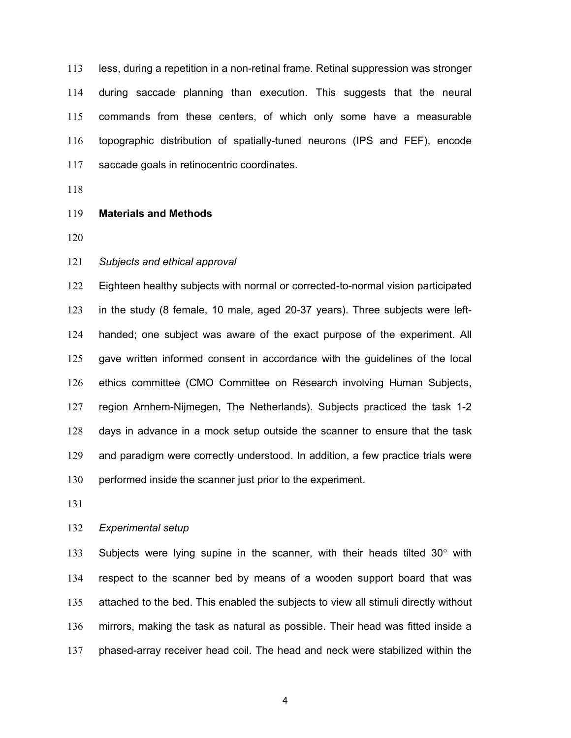less, during a repetition in a non-retinal frame. Retinal suppression was stronger during saccade planning than execution. This suggests that the neural commands from these centers, of which only some have a measurable topographic distribution of spatially-tuned neurons (IPS and FEF), encode saccade goals in retinocentric coordinates.

## Materials and Methods

### *Subjects and ethical approval*

Eighteen healthy subjects with normal or corrected-to-normal vision participated in the study (8 female, 10 male, aged 20-37 years). Three subjects were left-handed; one subject was aware of the exact purpose of the experiment. All gave written informed consent in accordance with the guidelines of the local ethics committee (CMO Committee on Research involving Human Subjects, region Arnhem-Nijmegen, The Netherlands). Subjects practiced the task 1-2 days in advance in a mock setup outside the scanner to ensure that the task and paradigm were correctly understood. In addition, a few practice trials were performed inside the scanner just prior to the experiment.

### *Experimental setup*

Subjects were lying supine in the scanner, with their heads tilted 30° with respect to the scanner bed by means of a wooden support board that was attached to the bed. This enabled the subjects to view all stimuli directly without mirrors, making the task as natural as possible. Their head was fitted inside a phased-array receiver head coil. The head and neck were stabilized within the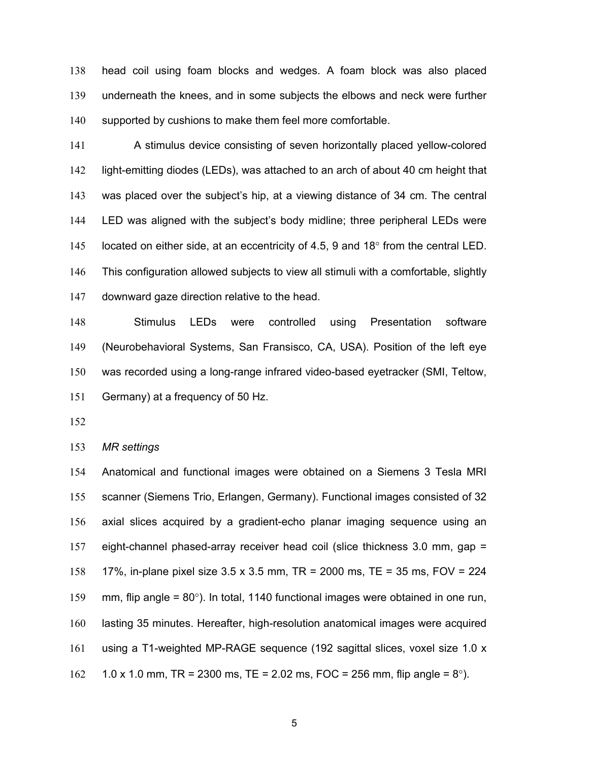head coil using foam blocks and wedges. A foam block was also placed underneath the knees, and in some subjects the elbows and neck were further supported by cushions to make them feel more comfortable.

A stimulus device consisting of seven horizontally placed yellow-colored light-emitting diodes (LEDs), was attached to an arch of about 40 cm height that was placed over the subject's hip, at a viewing distance of 34 cm. The central LED was aligned with the subject's body midline; three peripheral LEDs were located on either side, at an eccentricity of 4.5, 9 and 18° from the central LED. This configuration allowed subjects to view all stimuli with a comfortable, slightly downward gaze direction relative to the head.

Stimulus LEDs were controlled using Presentation software (Neurobehavioral Systems, San Fransisco, CA, USA). Position of the left eye was recorded using a long-range infrared video-based eyetracker (SMI, Teltow, Germany) at a frequency of 50 Hz.

*MR settings*

Anatomical and functional images were obtained on a Siemens 3 Tesla MRI scanner (Siemens Trio, Erlangen, Germany). Functional images consisted of 32 axial slices acquired by a gradient-echo planar imaging sequence using an eight-channel phased-array receiver head coil (slice thickness 3.0 mm, gap = 17%, in-plane pixel size 3.5 x 3.5 mm, TR = 2000 ms, TE = 35 ms, FOV = 224 mm, flip angle = 80°). In total, 1140 functional images were obtained in one run, lasting 35 minutes. Hereafter, high-resolution anatomical images were acquired using a T1-weighted MP-RAGE sequence (192 sagittal slices, voxel size 1.0 x 1.0 x 1.0 mm, TR = 2300 ms, TE = 2.02 ms, FOC = 256 mm, flip angle = 8°).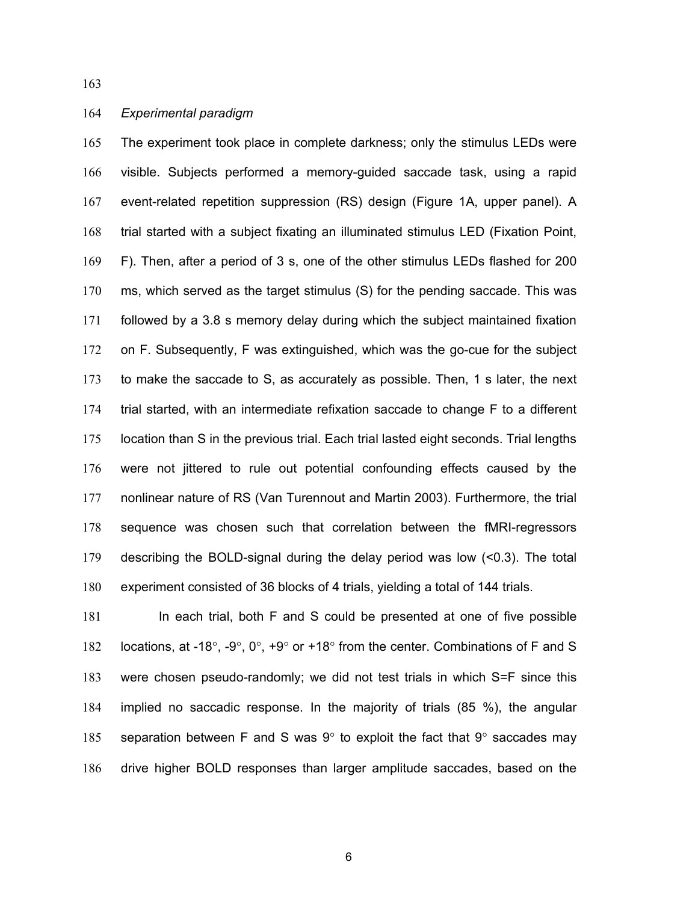*Experimental paradigm*

The experiment took place in complete darkness; only the stimulus LEDs were visible. Subjects performed a memory-guided saccade task, using a rapid event-related repetition suppression (RS) design (Figure 1A, upper panel). A trial started with a subject fixating an illuminated stimulus LED (Fixation Point, F). Then, after a period of 3 s, one of the other stimulus LEDs flashed for 200 ms, which served as the target stimulus (S) for the pending saccade. This was followed by a 3.8 s memory delay during which the subject maintained fixation on F. Subsequently, F was extinguished, which was the go-cue for the subject to make the saccade to S, as accurately as possible. Then, 1 s later, the next trial started, with an intermediate refixation saccade to change F to a different location than S in the previous trial. Each trial lasted eight seconds. Trial lengths were not jittered to rule out potential confounding effects caused by the nonlinear nature of RS (Van Turennout and Martin 2003). Furthermore, the trial sequence was chosen such that correlation between the fMRI-regressors describing the BOLD-signal during the delay period was low (<0.3). The total experiment consisted of 36 blocks of 4 trials, yielding a total of 144 trials.

In each trial, both F and S could be presented at one of five possible locations, at -18°, -9°, 0°, +9° or +18° from the center. Combinations of F and S were chosen pseudo-randomly; we did not test trials in which S=F since this implied no saccadic response. In the majority of trials (85 %), the angular separation between F and S was 9° to exploit the fact that 9° saccades may drive higher BOLD responses than larger amplitude saccades, based on the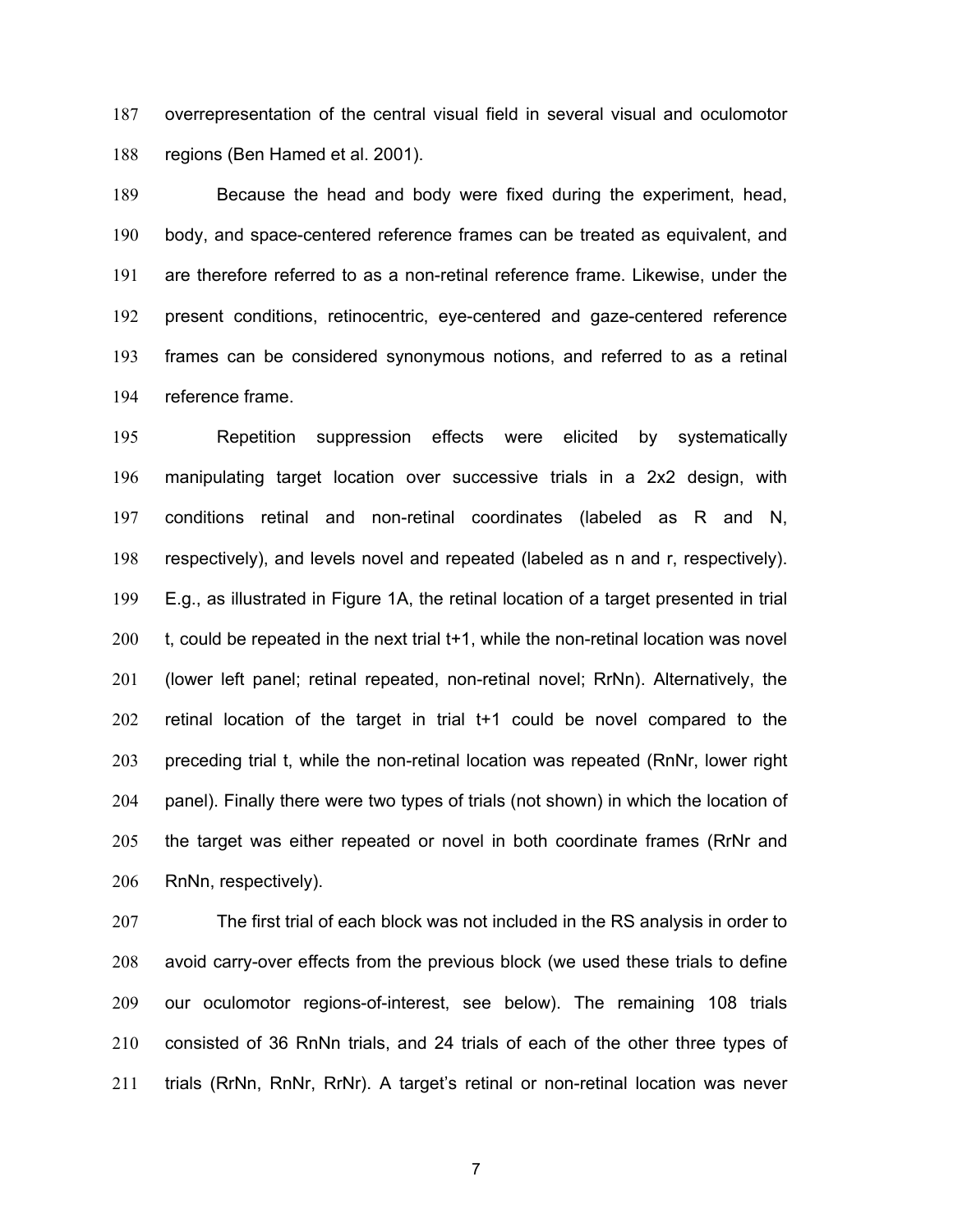overrepresentation of the central visual field in several visual and oculomotor regions (Ben Hamed et al. 2001).

Because the head and body were fixed during the experiment, head, body, and space-centered reference frames can be treated as equivalent, and are therefore referred to as a non-retinal reference frame. Likewise, under the present conditions, retinocentric, eye-centered and gaze-centered reference frames can be considered synonymous notions, and referred to as a retinal reference frame.

Repetition suppression effects were elicited by systematically manipulating target location over successive trials in a 2x2 design, with conditions retinal and non-retinal coordinates (labeled as R and N, respectively), and levels novel and repeated (labeled as n and r, respectively). E.g., as illustrated in Figure 1A, the retinal location of a target presented in trial t, could be repeated in the next trial t+1, while the non-retinal location was novel (lower left panel; retinal repeated, non-retinal novel; RrNn). Alternatively, the retinal location of the target in trial t+1 could be novel compared to the preceding trial t, while the non-retinal location was repeated (RnNr, lower right panel). Finally there were two types of trials (not shown) in which the location of the target was either repeated or novel in both coordinate frames (RrNr and RnNn, respectively).

The first trial of each block was not included in the RS analysis in order to avoid carry-over effects from the previous block (we used these trials to define our oculomotor regions-of-interest, see below). The remaining 108 trials consisted of 36 RnNn trials, and 24 trials of each of the other three types of trials (RrNn, RnNr, RrNr). A target's retinal or non-retinal location was never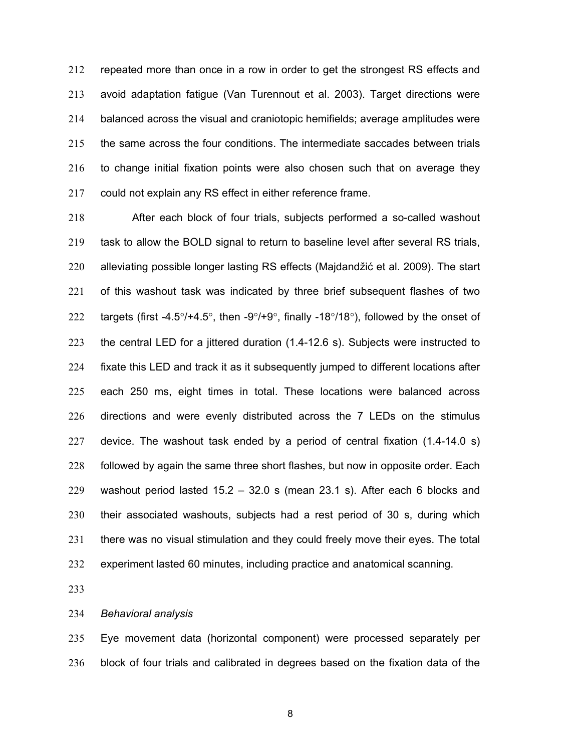repeated more than once in a row in order to get the strongest RS effects and avoid adaptation fatigue (Van Turennout et al. 2003). Target directions were balanced across the visual and craniotopic hemifields; average amplitudes were the same across the four conditions. The intermediate saccades between trials to change initial fixation points were also chosen such that on average they could not explain any RS effect in either reference frame.

After each block of four trials, subjects performed a so-called washout task to allow the BOLD signal to return to baseline level after several RS trials, alleviating possible longer lasting RS effects (Majdandžić et al. 2009). The start of this washout task was indicated by three brief subsequent flashes of two targets (first -4.5°/+4.5°, then -9°/+9°, finally -18°/18°), followed by the onset of the central LED for a jittered duration (1.4-12.6 s). Subjects were instructed to fixate this LED and track it as it subsequently jumped to different locations after each 250 ms, eight times in total. These locations were balanced across directions and were evenly distributed across the 7 LEDs on the stimulus device. The washout task ended by a period of central fixation (1.4-14.0 s) followed by again the same three short flashes, but now in opposite order. Each washout period lasted 15.2 – 32.0 s (mean 23.1 s). After each 6 blocks and their associated washouts, subjects had a rest period of 30 s, during which there was no visual stimulation and they could freely move their eyes. The total experiment lasted 60 minutes, including practice and anatomical scanning.

*Behavioral analysis*

Eye movement data (horizontal component) were processed separately per block of four trials and calibrated in degrees based on the fixation data of the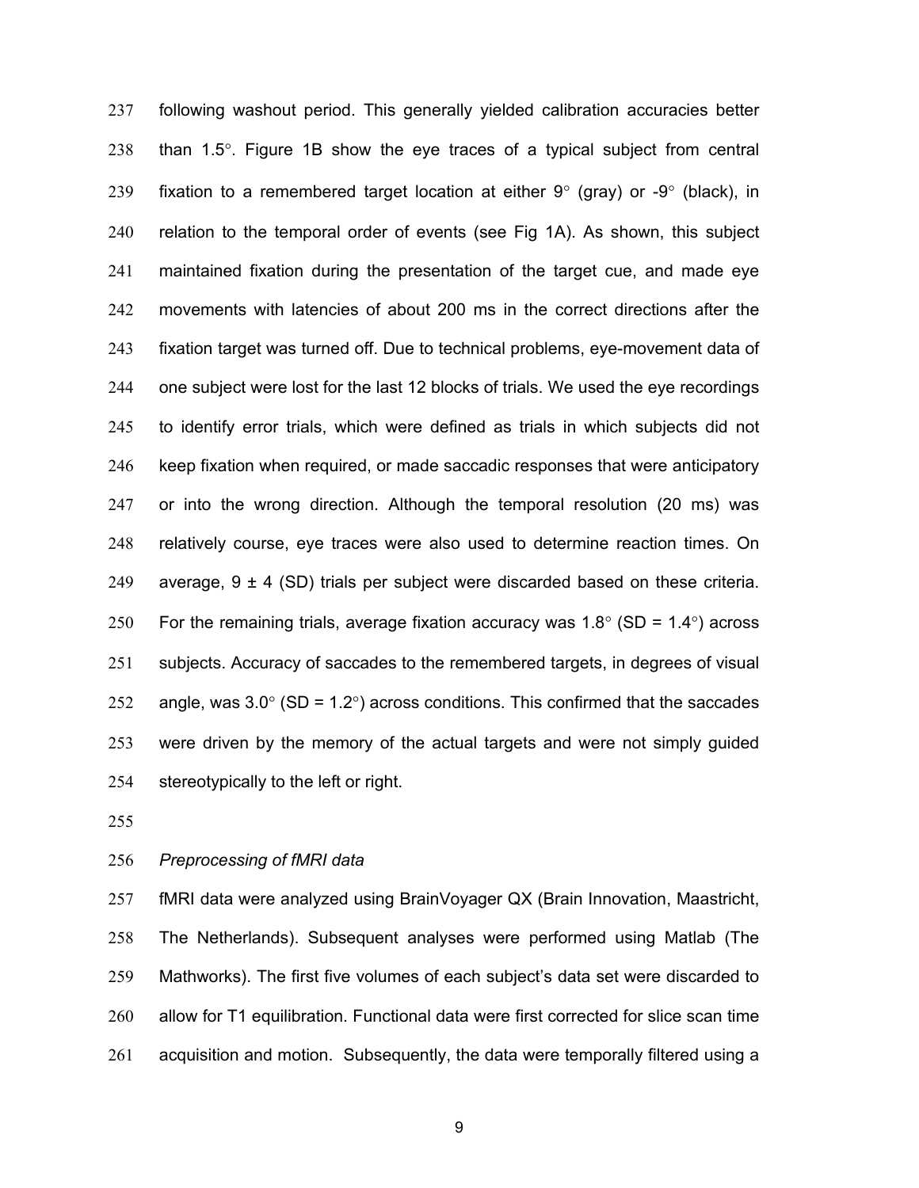following washout period. This generally yielded calibration accuracies better than 1.5°. Figure 1B show the eye traces of a typical subject from central fixation to a remembered target location at either 9° (gray) or -9° (black), in relation to the temporal order of events (see Fig 1A). As shown, this subject maintained fixation during the presentation of the target cue, and made eye movements with latencies of about 200 ms in the correct directions after the fixation target was turned off. Due to technical problems, eye-movement data of one subject were lost for the last 12 blocks of trials. We used the eye recordings to identify error trials, which were defined as trials in which subjects did not keep fixation when required, or made saccadic responses that were anticipatory or into the wrong direction. Although the temporal resolution (20 ms) was relatively course, eye traces were also used to determine reaction times. On average, 9 ± 4 (SD) trials per subject were discarded based on these criteria. For the remaining trials, average fixation accuracy was 1.8° (SD = 1.4°) across subjects. Accuracy of saccades to the remembered targets, in degrees of visual angle, was 3.0° (SD = 1.2°) across conditions. This confirmed that the saccades were driven by the memory of the actual targets and were not simply guided stereotypically to the left or right.

*Preprocessing of fMRI data*

fMRI data were analyzed using BrainVoyager QX (Brain Innovation, Maastricht, The Netherlands). Subsequent analyses were performed using Matlab (The Mathworks). The first five volumes of each subject's data set were discarded to allow for T1 equilibration. Functional data were first corrected for slice scan time acquisition and motion. Subsequently, the data were temporally filtered using a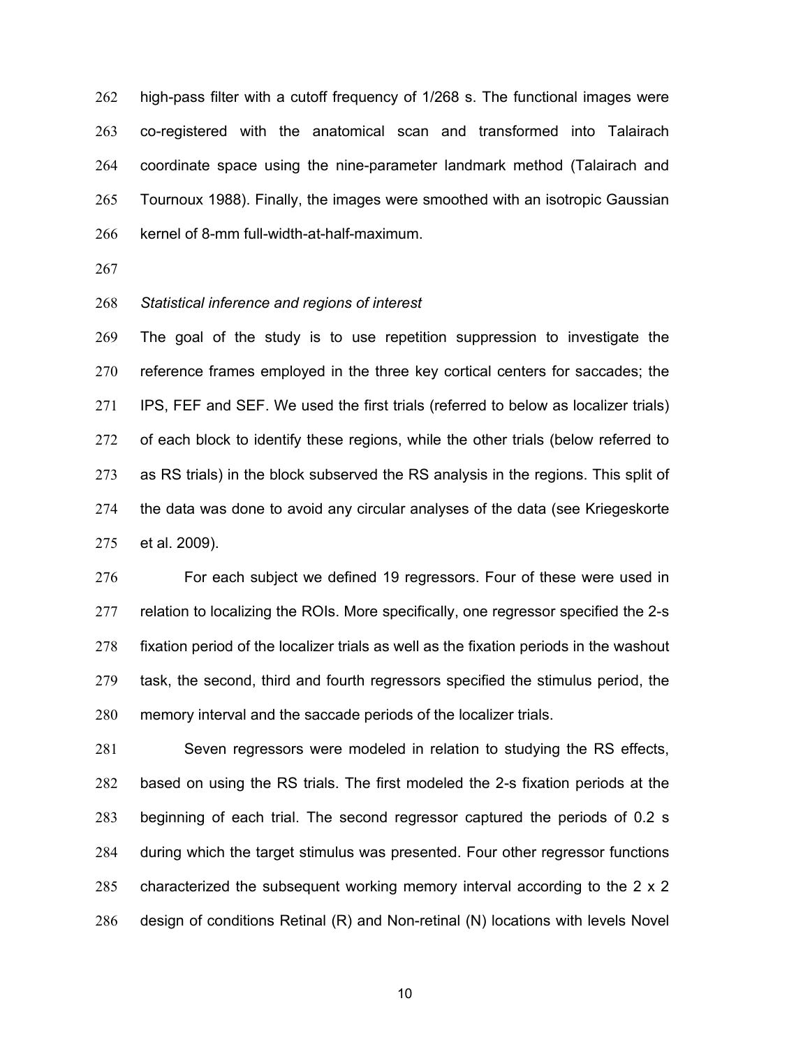high-pass filter with a cutoff frequency of 1/268 s. The functional images were co-registered with the anatomical scan and transformed into Talairach coordinate space using the nine-parameter landmark method (Talairach and Tournoux 1988). Finally, the images were smoothed with an isotropic Gaussian kernel of 8-mm full-width-at-half-maximum.

*Statistical inference and regions of interest*

The goal of the study is to use repetition suppression to investigate the reference frames employed in the three key cortical centers for saccades; the IPS, FEF and SEF. We used the first trials (referred to below as localizer trials) of each block to identify these regions, while the other trials (below referred to as RS trials) in the block subserved the RS analysis in the regions. This split of the data was done to avoid any circular analyses of the data (see Kriegeskorte et al. 2009).

For each subject we defined 19 regressors. Four of these were used in relation to localizing the ROIs. More specifically, one regressor specified the 2-s fixation period of the localizer trials as well as the fixation periods in the washout task, the second, third and fourth regressors specified the stimulus period, the memory interval and the saccade periods of the localizer trials.

Seven regressors were modeled in relation to studying the RS effects, based on using the RS trials. The first modeled the 2-s fixation periods at the beginning of each trial. The second regressor captured the periods of 0.2 s during which the target stimulus was presented. Four other regressor functions characterized the subsequent working memory interval according to the 2 x 2 design of conditions Retinal (R) and Non-retinal (N) locations with levels Novel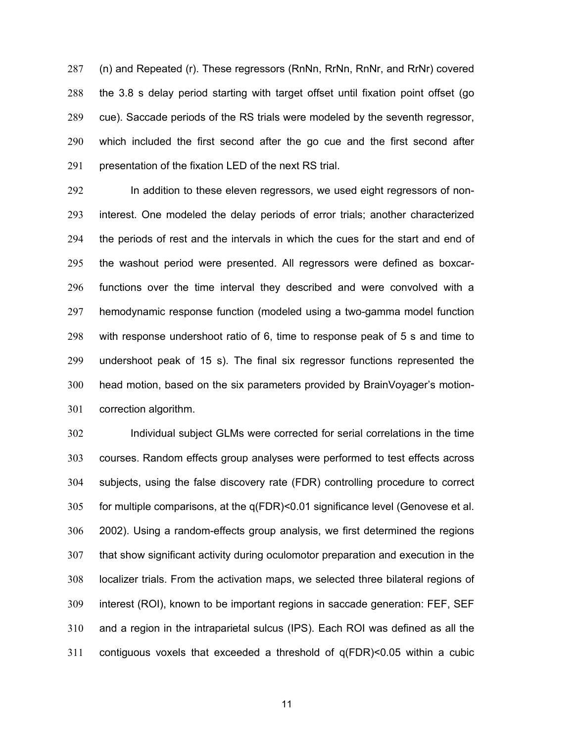(n) and Repeated (r). These regressors (RnNn, RrNn, RnNr, and RrNr) covered the 3.8 s delay period starting with target offset until fixation point offset (go cue). Saccade periods of the RS trials were modeled by the seventh regressor, which included the first second after the go cue and the first second after presentation of the fixation LED of the next RS trial.

In addition to these eleven regressors, we used eight regressors of non-interest. One modeled the delay periods of error trials; another characterized the periods of rest and the intervals in which the cues for the start and end of the washout period were presented. All regressors were defined as boxcar-functions over the time interval they described and were convolved with a hemodynamic response function (modeled using a two-gamma model function with response undershoot ratio of 6, time to response peak of 5 s and time to undershoot peak of 15 s). The final six regressor functions represented the head motion, based on the six parameters provided by BrainVoyager's motion-correction algorithm.

Individual subject GLMs were corrected for serial correlations in the time courses. Random effects group analyses were performed to test effects across subjects, using the false discovery rate (FDR) controlling procedure to correct for multiple comparisons, at the q(FDR)<0.01 significance level (Genovese et al. 2002). Using a random-effects group analysis, we first determined the regions that show significant activity during oculomotor preparation and execution in the localizer trials. From the activation maps, we selected three bilateral regions of interest (ROI), known to be important regions in saccade generation: FEF, SEF and a region in the intraparietal sulcus (IPS). Each ROI was defined as all the contiguous voxels that exceeded a threshold of q(FDR)<0.05 within a cubic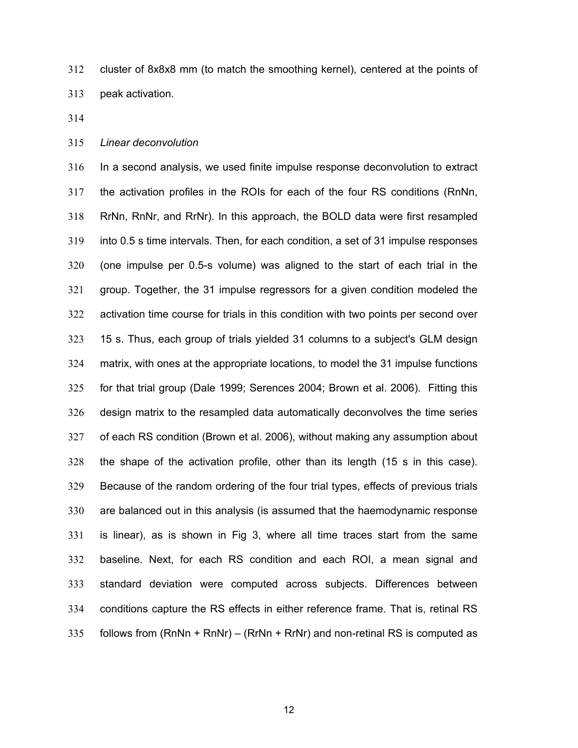cluster of 8x8x8 mm (to match the smoothing kernel), centered at the points of peak activation.

*Linear deconvolution*

In a second analysis, we used finite impulse response deconvolution to extract the activation profiles in the ROIs for each of the four RS conditions (RnNn, RrNn, RnNr, and RrNr). In this approach, the BOLD data were first resampled into 0.5 s time intervals. Then, for each condition, a set of 31 impulse responses (one impulse per 0.5-s volume) was aligned to the start of each trial in the group. Together, the 31 impulse regressors for a given condition modeled the activation time course for trials in this condition with two points per second over 15 s. Thus, each group of trials yielded 31 columns to a subject's GLM design matrix, with ones at the appropriate locations, to model the 31 impulse functions for that trial group (Dale 1999; Serences 2004; Brown et al. 2006). Fitting this design matrix to the resampled data automatically deconvolves the time series of each RS condition (Brown et al. 2006), without making any assumption about the shape of the activation profile, other than its length (15 s in this case). Because of the random ordering of the four trial types, effects of previous trials are balanced out in this analysis (is assumed that the haemodynamic response is linear), as is shown in Fig 3, where all time traces start from the same baseline. Next, for each RS condition and each ROI, a mean signal and standard deviation were computed across subjects. Differences between conditions capture the RS effects in either reference frame. That is, retinal RS follows from (RnNn + RnNr) – (RrNn + RrNr) and non-retinal RS is computed as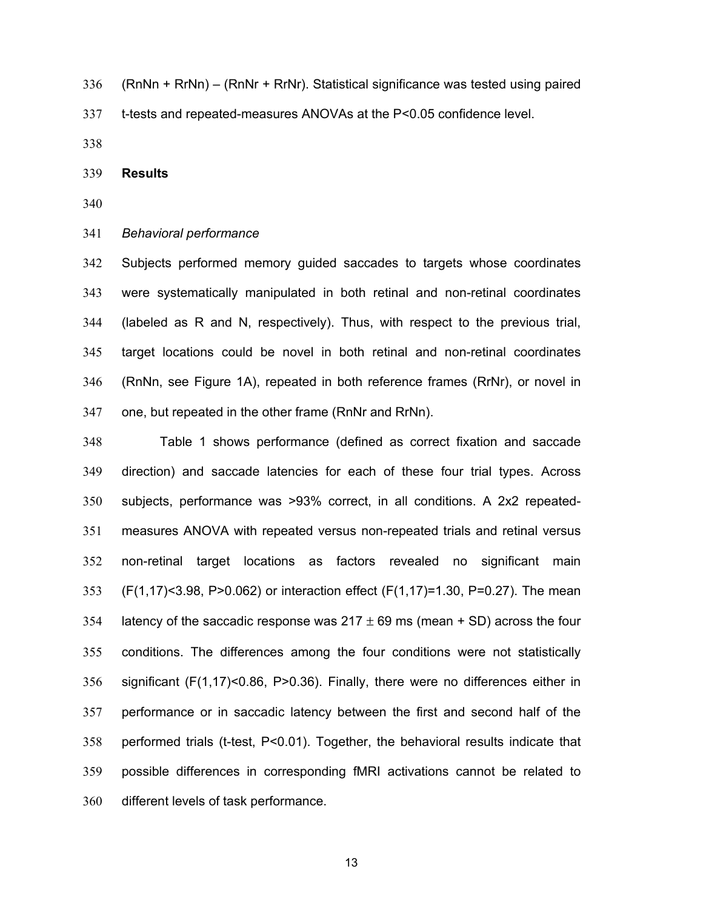(RnNn + RrNn) – (RnNr + RrNr). Statistical significance was tested using paired t-tests and repeated-measures ANOVAs at the $P<0.05$ confidence level.

## Results

### *Behavioral performance*

Subjects performed memory guided saccades to targets whose coordinates were systematically manipulated in both retinal and non-retinal coordinates (labeled as R and N, respectively). Thus, with respect to the previous trial, target locations could be novel in both retinal and non-retinal coordinates (RnNn, see Figure 1A), repeated in both reference frames (RrNr), or novel in one, but repeated in the other frame (RnNr and RrNn).

Table 1 shows performance (defined as correct fixation and saccade direction) and saccade latencies for each of these four trial types. Across subjects, performance was >93% correct, in all conditions. A 2x2 repeated-measures ANOVA with repeated versus non-repeated trials and retinal versus non-retinal target locations as factors revealed no significant main ($F(1,17)<3.98$, $P>0.062$) or interaction effect ($F(1,17)=1.30$, $P=0.27$). The mean latency of the saccadic response was $217 \pm 69$ ms (mean + SD) across the four conditions. The differences among the four conditions were not statistically significant ($F(1,17)<0.86$, $P>0.36$). Finally, there were no differences either in performance or in saccadic latency between the first and second half of the performed trials (t-test, $P<0.01$). Together, the behavioral results indicate that possible differences in corresponding fMRI activations cannot be related to different levels of task performance.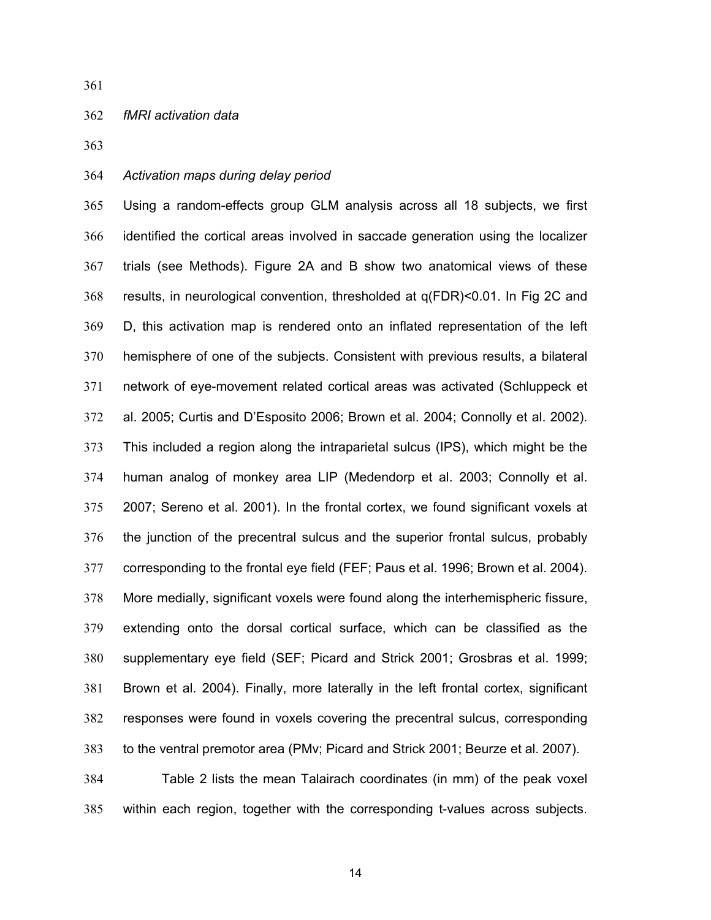*fMRI activation data*

*Activation maps during delay period*

Using a random-effects group GLM analysis across all 18 subjects, we first identified the cortical areas involved in saccade generation using the localizer trials (see Methods). Figure 2A and B show two anatomical views of these results, in neurological convention, thresholded at q(FDR)<0.01. In Fig 2C and D, this activation map is rendered onto an inflated representation of the left hemisphere of one of the subjects. Consistent with previous results, a bilateral network of eye-movement related cortical areas was activated (Schluppeck et al. 2005; Curtis and D'Esposito 2006; Brown et al. 2004; Connolly et al. 2002). This included a region along the intraparietal sulcus (IPS), which might be the human analog of monkey area LIP (Medendorp et al. 2003; Connolly et al. 2007; Sereno et al. 2001). In the frontal cortex, we found significant voxels at the junction of the precentral sulcus and the superior frontal sulcus, probably corresponding to the frontal eye field (FEF; Paus et al. 1996; Brown et al. 2004). More medially, significant voxels were found along the interhemispheric fissure, extending onto the dorsal cortical surface, which can be classified as the supplementary eye field (SEF; Picard and Strick 2001; Grosbras et al. 1999; Brown et al. 2004). Finally, more laterally in the left frontal cortex, significant responses were found in voxels covering the precentral sulcus, corresponding to the ventral premotor area (PMv; Picard and Strick 2001; Beurze et al. 2007).

Table 2 lists the mean Talairach coordinates (in mm) of the peak voxel within each region, together with the corresponding t-values across subjects.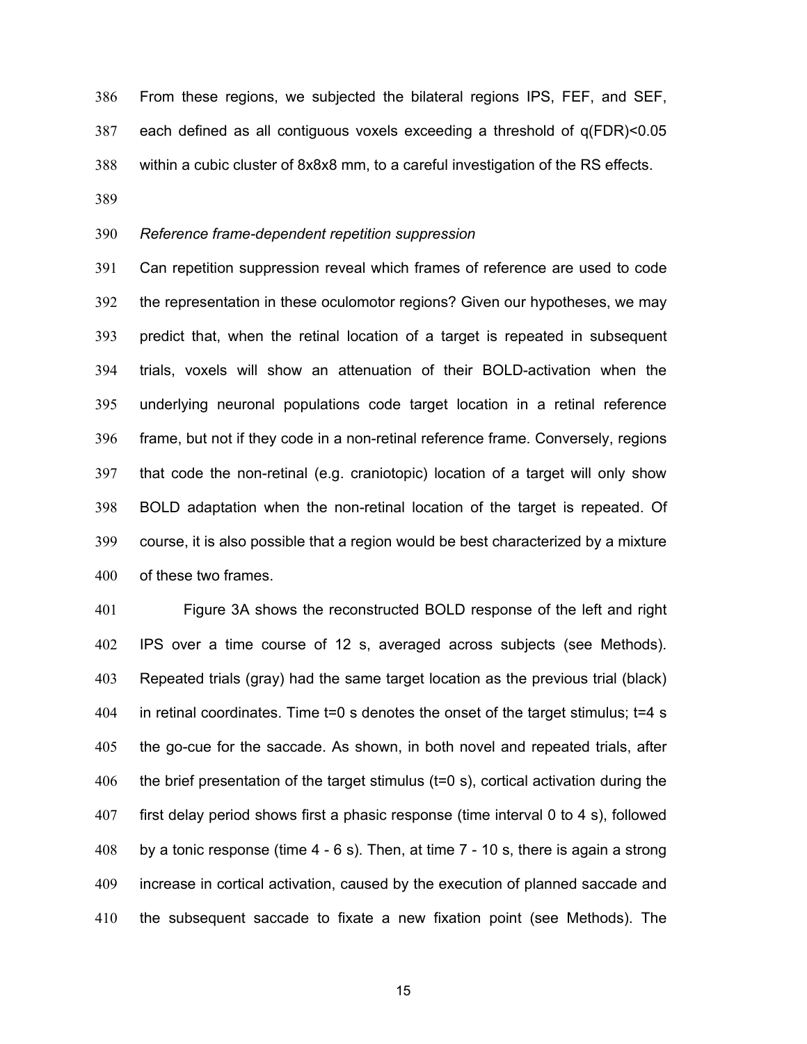From these regions, we subjected the bilateral regions IPS, FEF, and SEF, each defined as all contiguous voxels exceeding a threshold of q(FDR)<0.05 within a cubic cluster of 8x8x8 mm, to a careful investigation of the RS effects.

*Reference frame-dependent repetition suppression*

Can repetition suppression reveal which frames of reference are used to code the representation in these oculomotor regions? Given our hypotheses, we may predict that, when the retinal location of a target is repeated in subsequent trials, voxels will show an attenuation of their BOLD-activation when the underlying neuronal populations code target location in a retinal reference frame, but not if they code in a non-retinal reference frame. Conversely, regions that code the non-retinal (e.g. craniotopic) location of a target will only show BOLD adaptation when the non-retinal location of the target is repeated. Of course, it is also possible that a region would be best characterized by a mixture of these two frames.

Figure 3A shows the reconstructed BOLD response of the left and right IPS over a time course of 12 s, averaged across subjects (see Methods). Repeated trials (gray) had the same target location as the previous trial (black) in retinal coordinates. Time t=0 s denotes the onset of the target stimulus; t=4 s the go-cue for the saccade. As shown, in both novel and repeated trials, after the brief presentation of the target stimulus (t=0 s), cortical activation during the first delay period shows first a phasic response (time interval 0 to 4 s), followed by a tonic response (time 4 - 6 s). Then, at time 7 - 10 s, there is again a strong increase in cortical activation, caused by the execution of planned saccade and the subsequent saccade to fixate a new fixation point (see Methods). The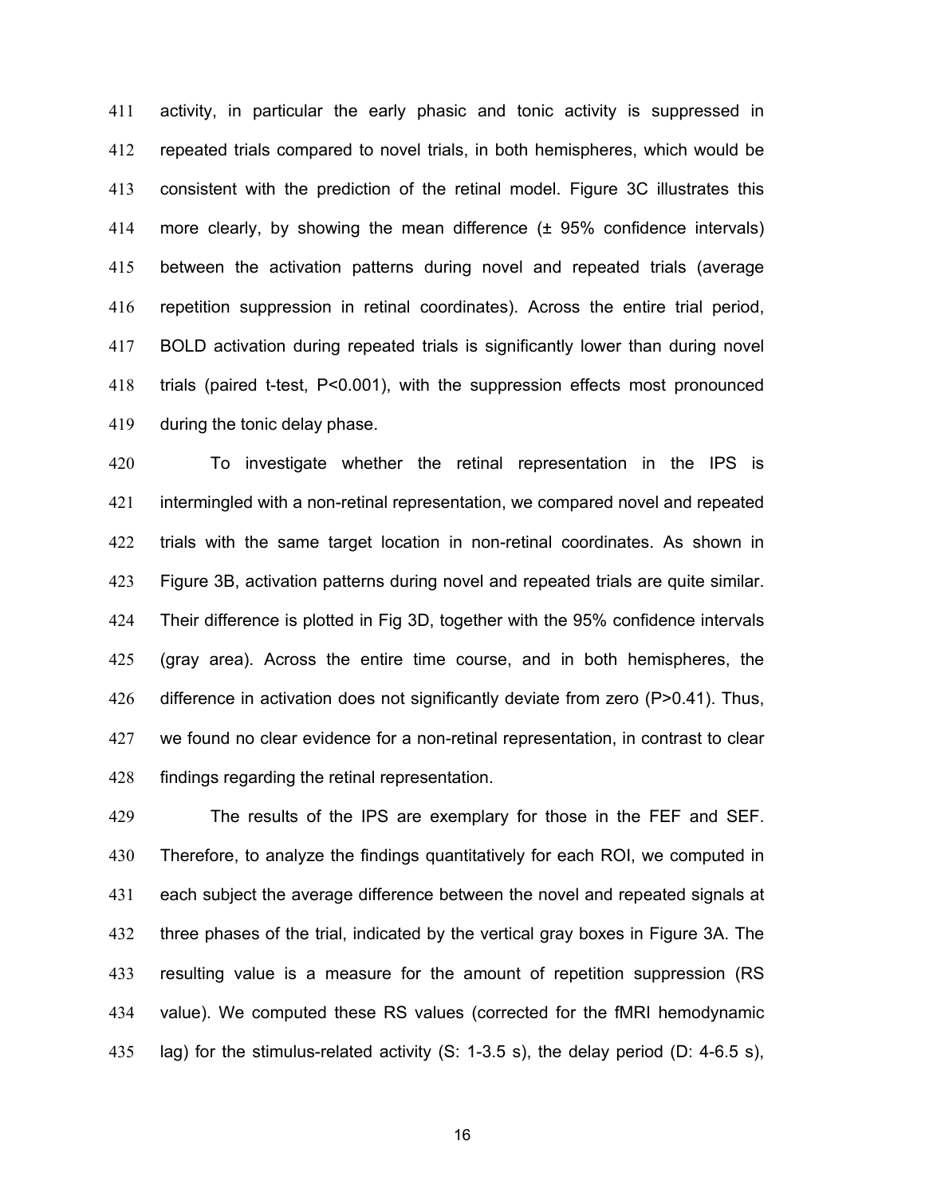activity, in particular the early phasic and tonic activity is suppressed in repeated trials compared to novel trials, in both hemispheres, which would be consistent with the prediction of the retinal model. Figure 3C illustrates this more clearly, by showing the mean difference (± 95% confidence intervals) between the activation patterns during novel and repeated trials (average repetition suppression in retinal coordinates). Across the entire trial period, BOLD activation during repeated trials is significantly lower than during novel trials (paired t-test, $P<0.001$), with the suppression effects most pronounced during the tonic delay phase.

To investigate whether the retinal representation in the IPS is intermingled with a non-retinal representation, we compared novel and repeated trials with the same target location in non-retinal coordinates. As shown in Figure 3B, activation patterns during novel and repeated trials are quite similar. Their difference is plotted in Fig 3D, together with the 95% confidence intervals (gray area). Across the entire time course, and in both hemispheres, the difference in activation does not significantly deviate from zero ($P>0.41$). Thus, we found no clear evidence for a non-retinal representation, in contrast to clear findings regarding the retinal representation.

The results of the IPS are exemplary for those in the FEF and SEF. Therefore, to analyze the findings quantitatively for each ROI, we computed in each subject the average difference between the novel and repeated signals at three phases of the trial, indicated by the vertical gray boxes in Figure 3A. The resulting value is a measure for the amount of repetition suppression (RS value). We computed these RS values (corrected for the fMRI hemodynamic lag) for the stimulus-related activity (S: 1-3.5 s), the delay period (D: 4-6.5 s),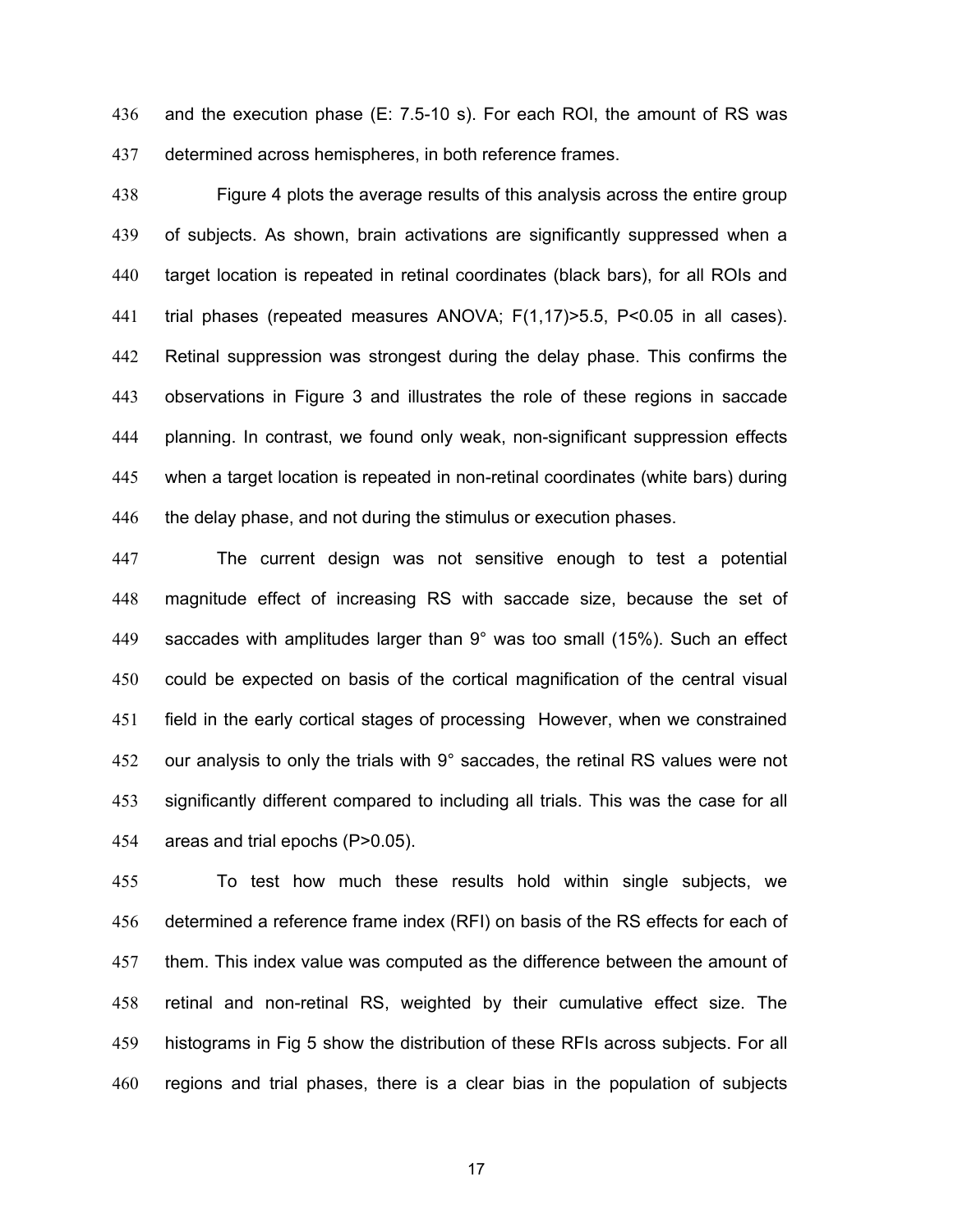and the execution phase (E: 7.5-10 s). For each ROI, the amount of RS was determined across hemispheres, in both reference frames.

Figure 4 plots the average results of this analysis across the entire group of subjects. As shown, brain activations are significantly suppressed when a target location is repeated in retinal coordinates (black bars), for all ROIs and trial phases (repeated measures ANOVA; $F(1,17)>5.5$, $P<0.05$ in all cases). Retinal suppression was strongest during the delay phase. This confirms the observations in Figure 3 and illustrates the role of these regions in saccade planning. In contrast, we found only weak, non-significant suppression effects when a target location is repeated in non-retinal coordinates (white bars) during the delay phase, and not during the stimulus or execution phases.

The current design was not sensitive enough to test a potential magnitude effect of increasing RS with saccade size, because the set of saccades with amplitudes larger than 9° was too small (15%). Such an effect could be expected on basis of the cortical magnification of the central visual field in the early cortical stages of processing However, when we constrained our analysis to only the trials with 9° saccades, the retinal RS values were not significantly different compared to including all trials. This was the case for all areas and trial epochs ($P>0.05$).

To test how much these results hold within single subjects, we determined a reference frame index (RFI) on basis of the RS effects for each of them. This index value was computed as the difference between the amount of retinal and non-retinal RS, weighted by their cumulative effect size. The histograms in Fig 5 show the distribution of these RFIs across subjects. For all regions and trial phases, there is a clear bias in the population of subjects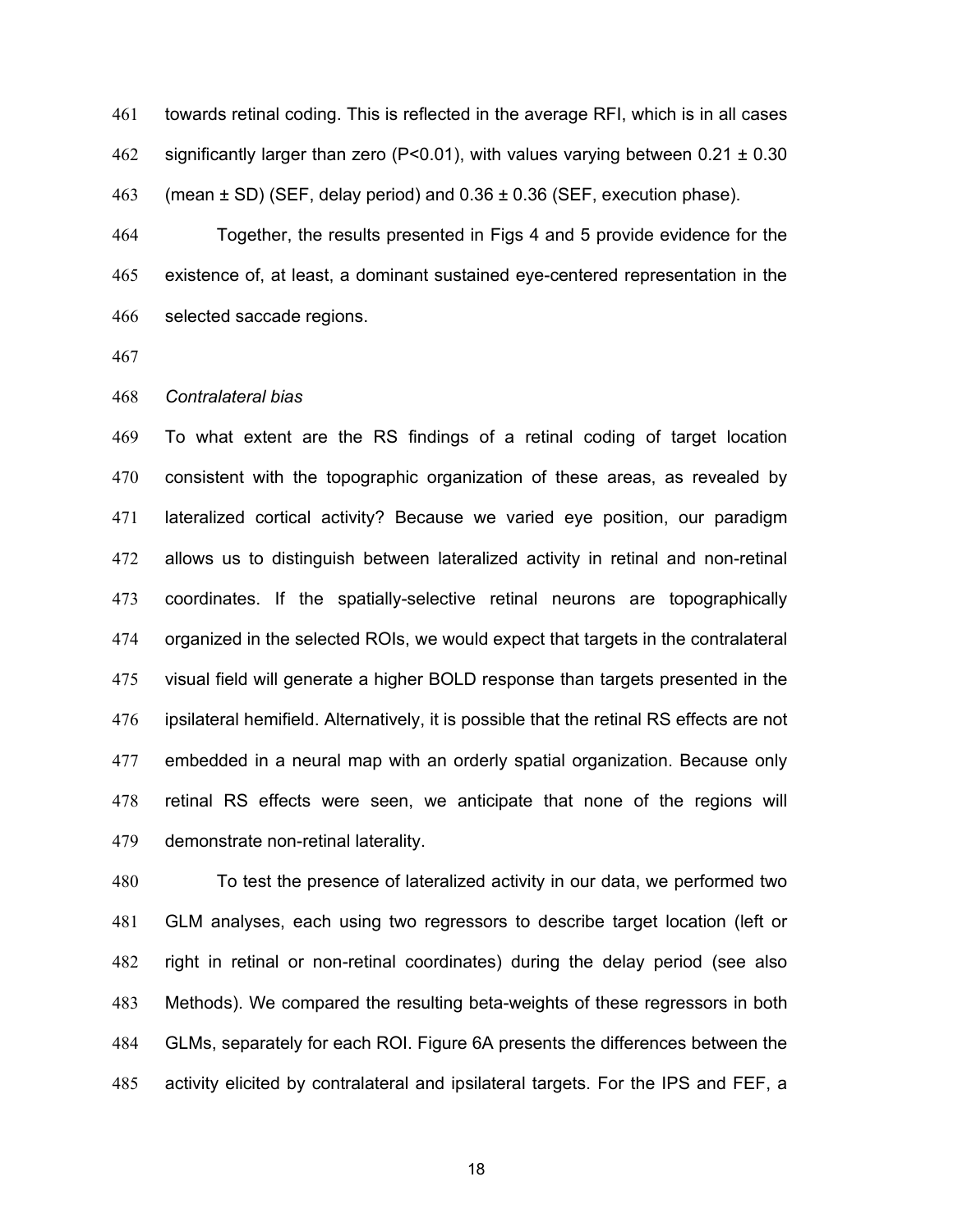towards retinal coding. This is reflected in the average RFI, which is in all cases significantly larger than zero ($P<0.01$), with values varying between $0.21 \pm 0.30$ (mean ± SD) (SEF, delay period) and $0.36 \pm 0.36$ (SEF, execution phase).

Together, the results presented in Figs 4 and 5 provide evidence for the existence of, at least, a dominant sustained eye-centered representation in the selected saccade regions.

*Contralateral bias*

To what extent are the RS findings of a retinal coding of target location consistent with the topographic organization of these areas, as revealed by lateralized cortical activity? Because we varied eye position, our paradigm allows us to distinguish between lateralized activity in retinal and non-retinal coordinates. If the spatially-selective retinal neurons are topographically organized in the selected ROIs, we would expect that targets in the contralateral visual field will generate a higher BOLD response than targets presented in the ipsilateral hemifield. Alternatively, it is possible that the retinal RS effects are not embedded in a neural map with an orderly spatial organization. Because only retinal RS effects were seen, we anticipate that none of the regions will demonstrate non-retinal laterality.

To test the presence of lateralized activity in our data, we performed two GLM analyses, each using two regressors to describe target location (left or right in retinal or non-retinal coordinates) during the delay period (see also Methods). We compared the resulting beta-weights of these regressors in both GLMs, separately for each ROI. Figure 6A presents the differences between the activity elicited by contralateral and ipsilateral targets. For the IPS and FEF, a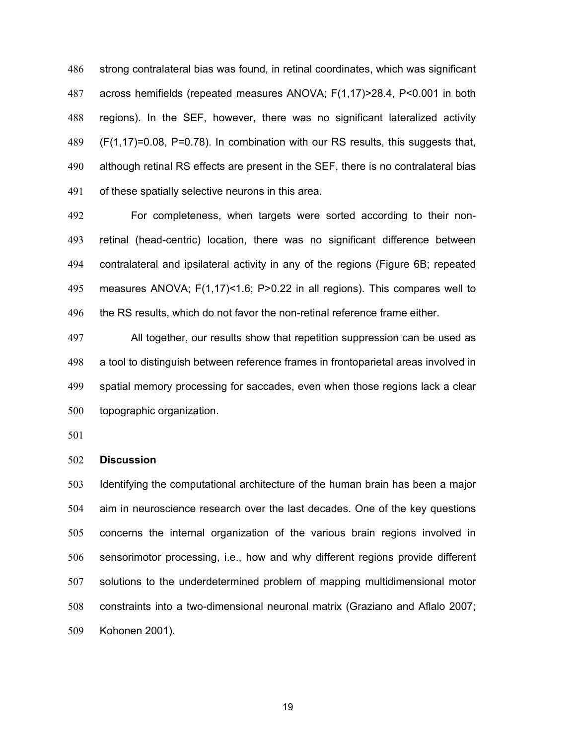strong contralateral bias was found, in retinal coordinates, which was significant across hemifields (repeated measures ANOVA; $F(1,17)>28.4$, $P<0.001$ in both regions). In the SEF, however, there was no significant lateralized activity ($F(1,17)=0.08$, $P=0.78$). In combination with our RS results, this suggests that, although retinal RS effects are present in the SEF, there is no contralateral bias of these spatially selective neurons in this area.

For completeness, when targets were sorted according to their non-retinal (head-centric) location, there was no significant difference between contralateral and ipsilateral activity in any of the regions (Figure 6B; repeated measures ANOVA; $F(1,17)<1.6$; $P>0.22$ in all regions). This compares well to the RS results, which do not favor the non-retinal reference frame either.

All together, our results show that repetition suppression can be used as a tool to distinguish between reference frames in frontoparietal areas involved in spatial memory processing for saccades, even when those regions lack a clear topographic organization.

## Discussion

Identifying the computational architecture of the human brain has been a major aim in neuroscience research over the last decades. One of the key questions concerns the internal organization of the various brain regions involved in sensorimotor processing, i.e., how and why different regions provide different solutions to the underdetermined problem of mapping multidimensional motor constraints into a two-dimensional neuronal matrix (Graziano and Aflalo 2007; Kohonen 2001).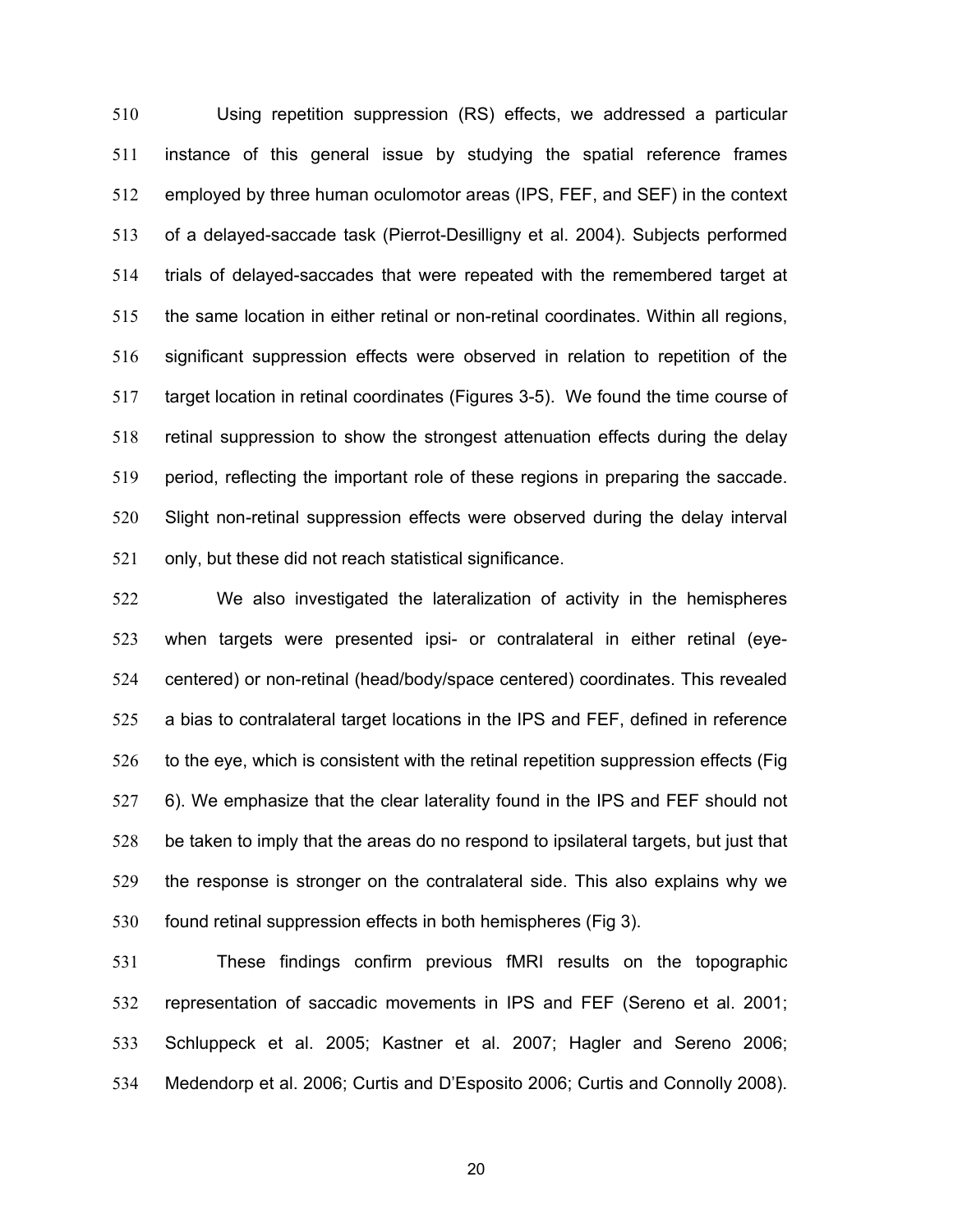Using repetition suppression (RS) effects, we addressed a particular instance of this general issue by studying the spatial reference frames employed by three human oculomotor areas (IPS, FEF, and SEF) in the context of a delayed-saccade task (Pierrot-Desilligny et al. 2004). Subjects performed trials of delayed-saccades that were repeated with the remembered target at the same location in either retinal or non-retinal coordinates. Within all regions, significant suppression effects were observed in relation to repetition of the target location in retinal coordinates (Figures 3-5). We found the time course of retinal suppression to show the strongest attenuation effects during the delay period, reflecting the important role of these regions in preparing the saccade. Slight non-retinal suppression effects were observed during the delay interval only, but these did not reach statistical significance.

We also investigated the lateralization of activity in the hemispheres when targets were presented ipsi- or contralateral in either retinal (eye-centered) or non-retinal (head/body/space centered) coordinates. This revealed a bias to contralateral target locations in the IPS and FEF, defined in reference to the eye, which is consistent with the retinal repetition suppression effects (Fig 6). We emphasize that the clear laterality found in the IPS and FEF should not be taken to imply that the areas do no respond to ipsilateral targets, but just that the response is stronger on the contralateral side. This also explains why we found retinal suppression effects in both hemispheres (Fig 3).

These findings confirm previous fMRI results on the topographic representation of saccadic movements in IPS and FEF (Sereno et al. 2001; Schluppeck et al. 2005; Kastner et al. 2007; Hagler and Sereno 2006; Medendorp et al. 2006; Curtis and D'Esposito 2006; Curtis and Connolly 2008).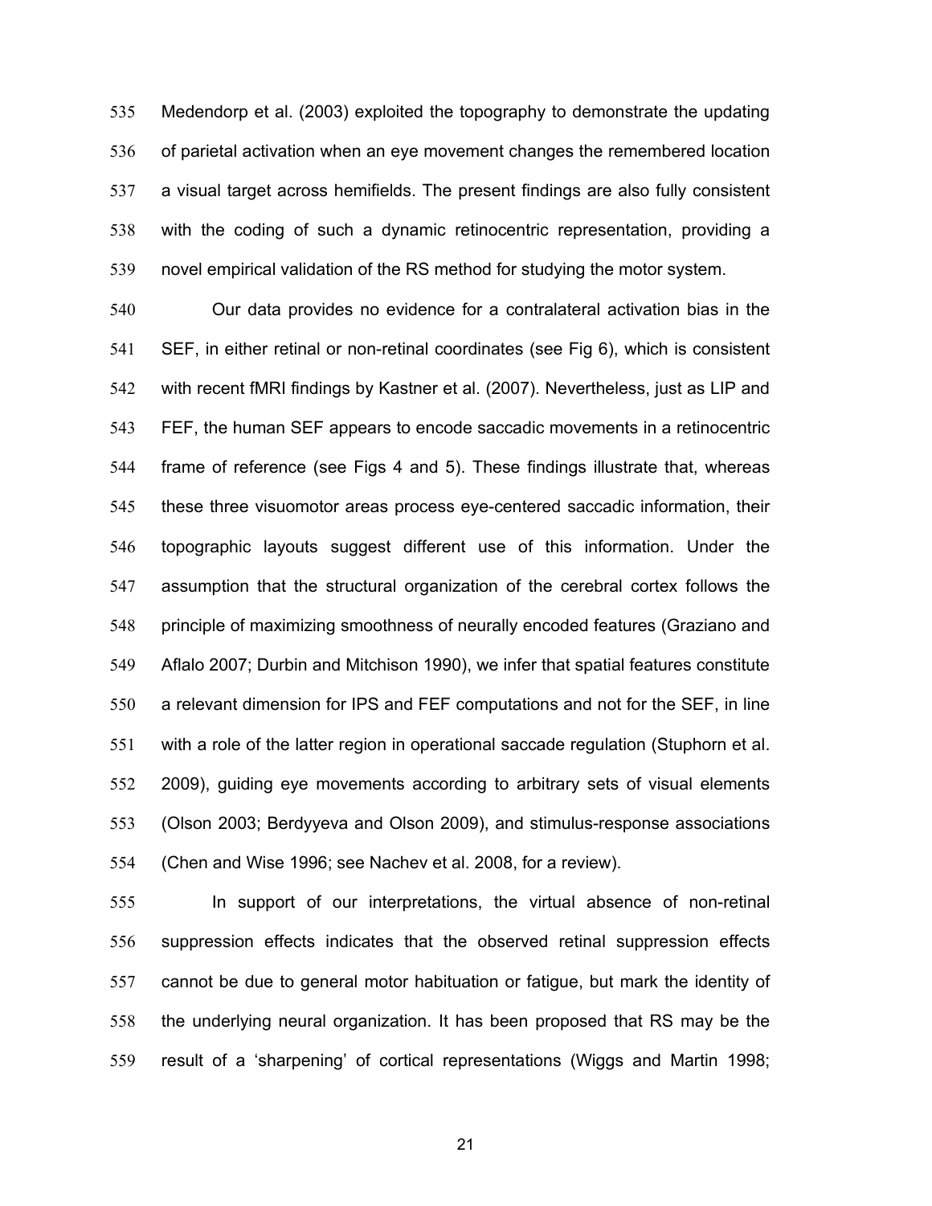Medendorp et al. (2003) exploited the topography to demonstrate the updating of parietal activation when an eye movement changes the remembered location a visual target across hemifields. The present findings are also fully consistent with the coding of such a dynamic retinocentric representation, providing a novel empirical validation of the RS method for studying the motor system.

Our data provides no evidence for a contralateral activation bias in the SEF, in either retinal or non-retinal coordinates (see Fig 6), which is consistent with recent fMRI findings by Kastner et al. (2007). Nevertheless, just as LIP and FEF, the human SEF appears to encode saccadic movements in a retinocentric frame of reference (see Figs 4 and 5). These findings illustrate that, whereas these three visuomotor areas process eye-centered saccadic information, their topographic layouts suggest different use of this information. Under the assumption that the structural organization of the cerebral cortex follows the principle of maximizing smoothness of neurally encoded features (Graziano and Aflalo 2007; Durbin and Mitchison 1990), we infer that spatial features constitute a relevant dimension for IPS and FEF computations and not for the SEF, in line with a role of the latter region in operational saccade regulation (Stuphorn et al. 2009), guiding eye movements according to arbitrary sets of visual elements (Olson 2003; Berdyyeva and Olson 2009), and stimulus-response associations (Chen and Wise 1996; see Nachev et al. 2008, for a review).

In support of our interpretations, the virtual absence of non-retinal suppression effects indicates that the observed retinal suppression effects cannot be due to general motor habituation or fatigue, but mark the identity of the underlying neural organization. It has been proposed that RS may be the result of a 'sharpening' of cortical representations (Wiggs and Martin 1998;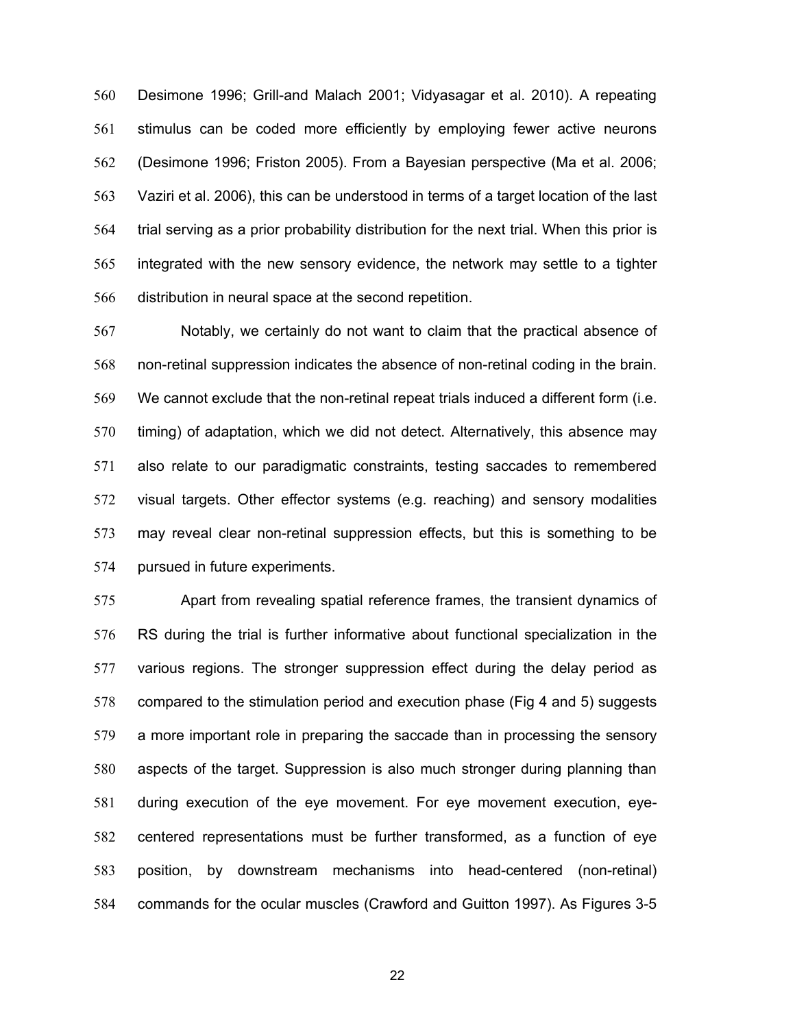Desimone 1996; Grill-and Malach 2001; Vidyasagar et al. 2010). A repeating stimulus can be coded more efficiently by employing fewer active neurons (Desimone 1996; Friston 2005). From a Bayesian perspective (Ma et al. 2006; Vaziri et al. 2006), this can be understood in terms of a target location of the last trial serving as a prior probability distribution for the next trial. When this prior is integrated with the new sensory evidence, the network may settle to a tighter distribution in neural space at the second repetition.

Notably, we certainly do not want to claim that the practical absence of non-retinal suppression indicates the absence of non-retinal coding in the brain. We cannot exclude that the non-retinal repeat trials induced a different form (i.e. timing) of adaptation, which we did not detect. Alternatively, this absence may also relate to our paradigmatic constraints, testing saccades to remembered visual targets. Other effector systems (e.g. reaching) and sensory modalities may reveal clear non-retinal suppression effects, but this is something to be pursued in future experiments.

Apart from revealing spatial reference frames, the transient dynamics of RS during the trial is further informative about functional specialization in the various regions. The stronger suppression effect during the delay period as compared to the stimulation period and execution phase (Fig 4 and 5) suggests a more important role in preparing the saccade than in processing the sensory aspects of the target. Suppression is also much stronger during planning than during execution of the eye movement. For eye movement execution, eye-centered representations must be further transformed, as a function of eye position, by downstream mechanisms into head-centered (non-retinal) commands for the ocular muscles (Crawford and Guitton 1997). As Figures 3-5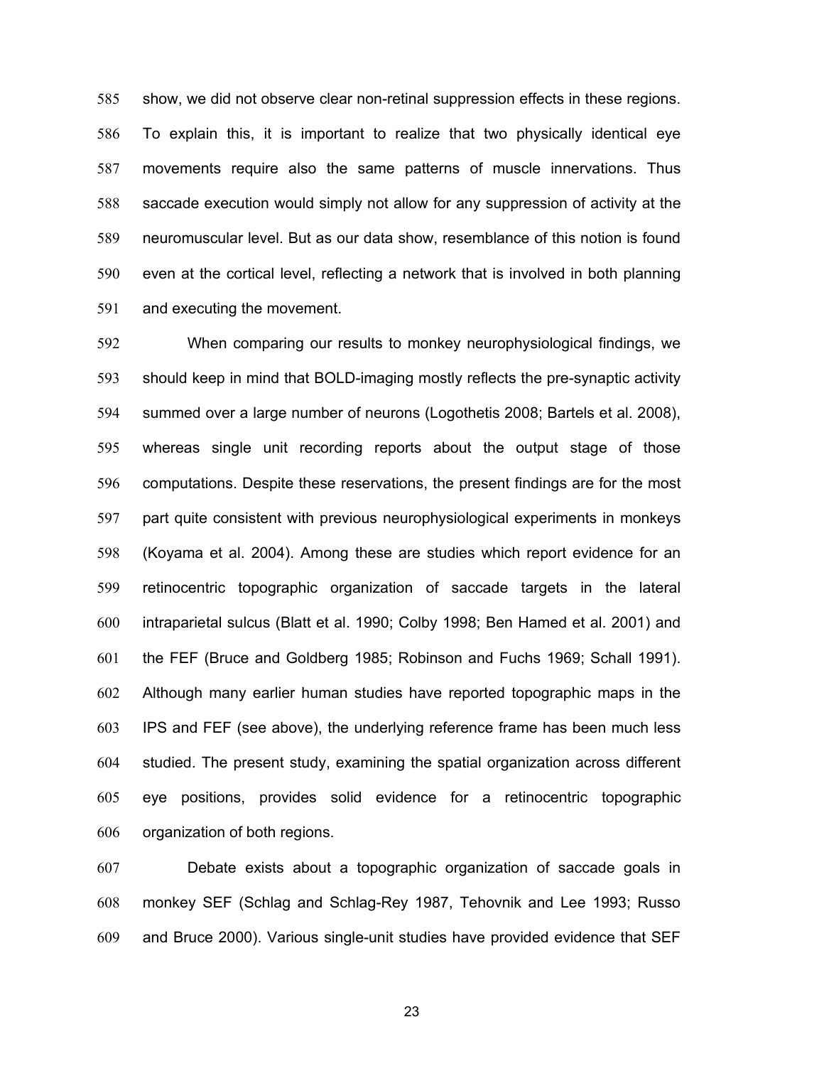show, we did not observe clear non-retinal suppression effects in these regions. To explain this, it is important to realize that two physically identical eye movements require also the same patterns of muscle innervations. Thus saccade execution would simply not allow for any suppression of activity at the neuromuscular level. But as our data show, resemblance of this notion is found even at the cortical level, reflecting a network that is involved in both planning and executing the movement.

When comparing our results to monkey neurophysiological findings, we should keep in mind that BOLD-imaging mostly reflects the pre-synaptic activity summed over a large number of neurons (Logothetis 2008; Bartels et al. 2008), whereas single unit recording reports about the output stage of those computations. Despite these reservations, the present findings are for the most part quite consistent with previous neurophysiological experiments in monkeys (Koyama et al. 2004). Among these are studies which report evidence for an retinocentric topographic organization of saccade targets in the lateral intraparietal sulcus (Blatt et al. 1990; Colby 1998; Ben Hamed et al. 2001) and the FEF (Bruce and Goldberg 1985; Robinson and Fuchs 1969; Schall 1991). Although many earlier human studies have reported topographic maps in the IPS and FEF (see above), the underlying reference frame has been much less studied. The present study, examining the spatial organization across different eye positions, provides solid evidence for a retinocentric topographic organization of both regions.

Debate exists about a topographic organization of saccade goals in monkey SEF (Schlag and Schlag-Rey 1987, Tehovnik and Lee 1993; Russo and Bruce 2000). Various single-unit studies have provided evidence that SEF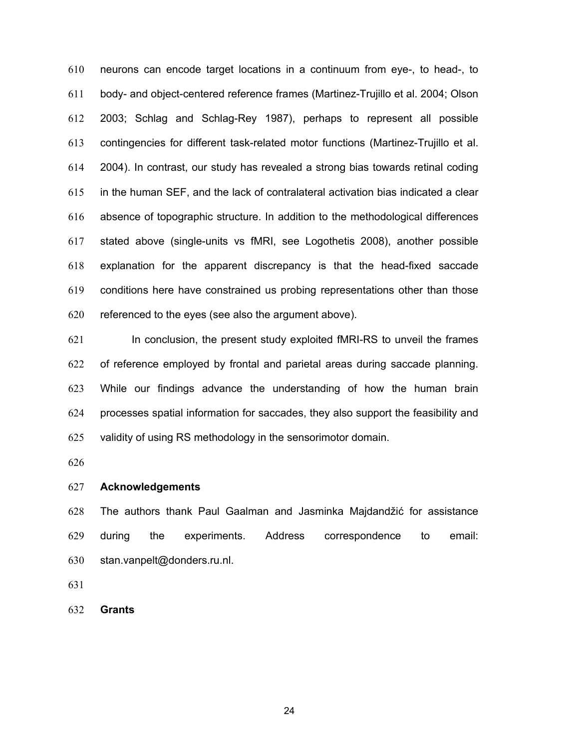neurons can encode target locations in a continuum from eye-, to head-, to body- and object-centered reference frames (Martinez-Trujillo et al. 2004; Olson 2003; Schlag and Schlag-Rey 1987), perhaps to represent all possible contingencies for different task-related motor functions (Martinez-Trujillo et al. 2004). In contrast, our study has revealed a strong bias towards retinal coding in the human SEF, and the lack of contralateral activation bias indicated a clear absence of topographic structure. In addition to the methodological differences stated above (single-units vs fMRI, see Logothetis 2008), another possible explanation for the apparent discrepancy is that the head-fixed saccade conditions here have constrained us probing representations other than those referenced to the eyes (see also the argument above).

In conclusion, the present study exploited fMRI-RS to unveil the frames of reference employed by frontal and parietal areas during saccade planning. While our findings advance the understanding of how the human brain processes spatial information for saccades, they also support the feasibility and validity of using RS methodology in the sensorimotor domain.

## Acknowledgements

The authors thank Paul Gaalman and Jasminka Majdandžić for assistance during the experiments. Address correspondence to email: stan.vanpelt@donders.ru.nl.

## Grants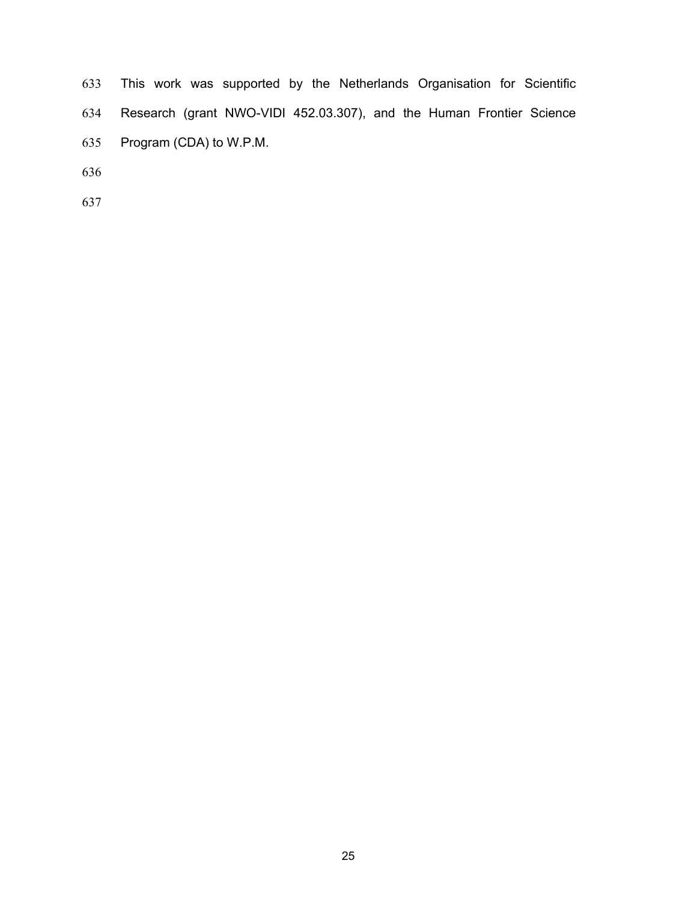This work was supported by the Netherlands Organisation for Scientific Research (grant NWO-VIDI 452.03.307), and the Human Frontier Science Program (CDA) to W.P.M.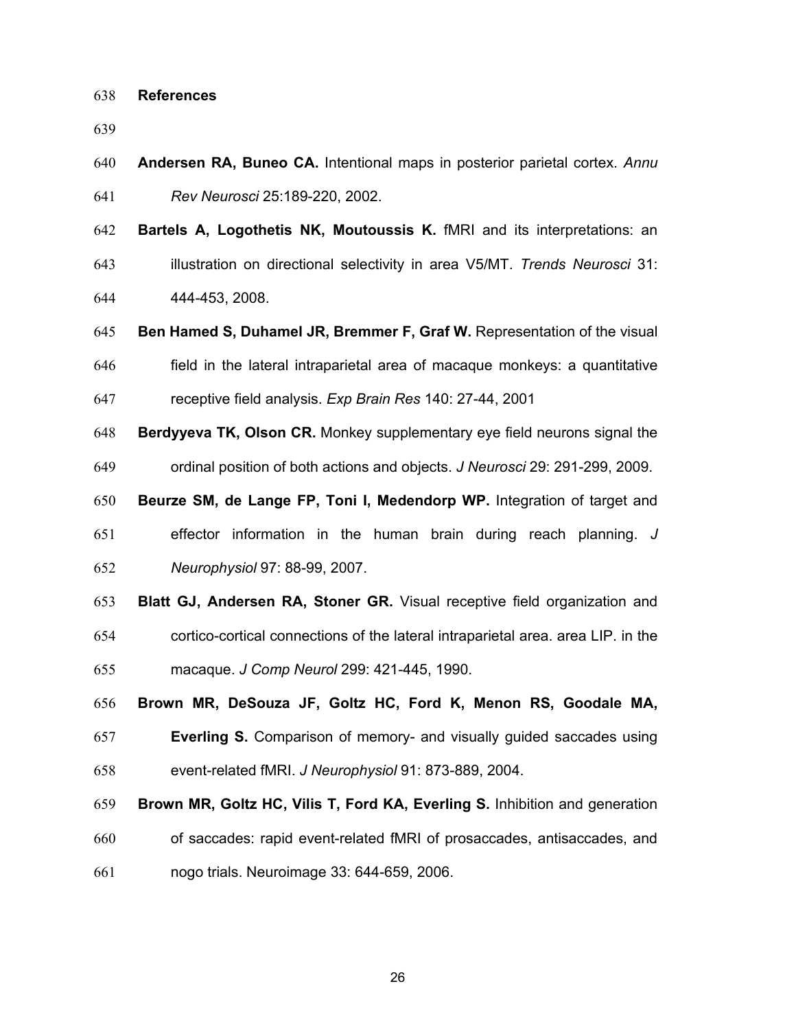## References

**Andersen RA, Buneo CA.** Intentional maps in posterior parietal cortex. *Annu Rev Neurosci* 25:189-220, 2002.

**Bartels A, Logothetis NK, Moutoussis K.** fMRI and its interpretations: an illustration on directional selectivity in area V5/MT. *Trends Neurosci* 31: 444-453, 2008.

**Ben Hamed S, Duhamel JR, Bremmer F, Graf W.** Representation of the visual field in the lateral intraparietal area of macaque monkeys: a quantitative receptive field analysis. *Exp Brain Res* 140: 27-44, 2001

**Berdyyeva TK, Olson CR.** Monkey supplementary eye field neurons signal the ordinal position of both actions and objects. *J Neurosci* 29: 291-299, 2009.

**Beurze SM, de Lange FP, Toni I, Medendorp WP.** Integration of target and effector information in the human brain during reach planning. *J Neurophysiol* 97: 88-99, 2007.

**Blatt GJ, Andersen RA, Stoner GR.** Visual receptive field organization and cortico-cortical connections of the lateral intraparietal area. area LIP. in the macaque. *J Comp Neurol* 299: 421-445, 1990.

**Brown MR, DeSouza JF, Goltz HC, Ford K, Menon RS, Goodale MA, Everling S.** Comparison of memory- and visually guided saccades using event-related fMRI. *J Neurophysiol* 91: 873-889, 2004.

**Brown MR, Goltz HC, Vilis T, Ford KA, Everling S.** Inhibition and generation of saccades: rapid event-related fMRI of prosaccades, antisaccades, and nogo trials. Neuroimage 33: 644-659, 2006.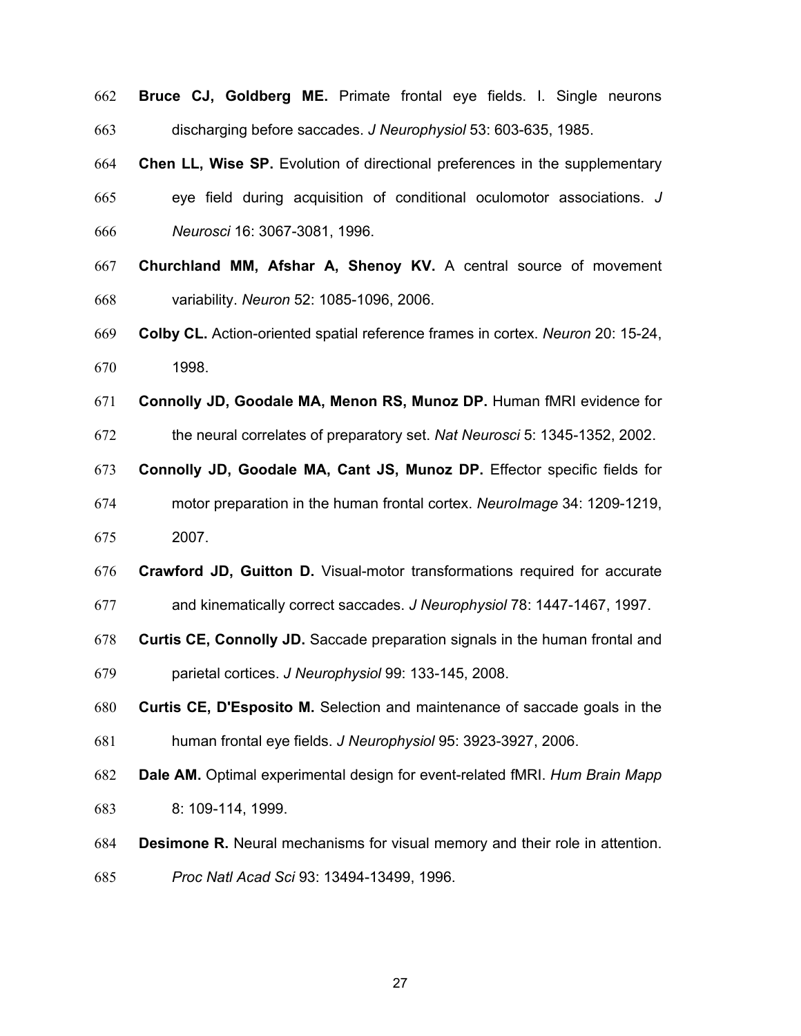**Bruce CJ, Goldberg ME.** Primate frontal eye fields. I. Single neurons discharging before saccades. *J Neurophysiol* 53: 603-635, 1985.

**Chen LL, Wise SP.** Evolution of directional preferences in the supplementary eye field during acquisition of conditional oculomotor associations. *J Neurosci* 16: 3067-3081, 1996.

**Churchland MM, Afshar A, Shenoy KV.** A central source of movement variability. *Neuron* 52: 1085-1096, 2006.

**Colby CL.** Action-oriented spatial reference frames in cortex. *Neuron* 20: 15-24, 1998.

**Connolly JD, Goodale MA, Menon RS, Munoz DP.** Human fMRI evidence for the neural correlates of preparatory set. *Nat Neurosci* 5: 1345-1352, 2002.

**Connolly JD, Goodale MA, Cant JS, Munoz DP.** Effector specific fields for motor preparation in the human frontal cortex. *NeuroImage* 34: 1209-1219, 2007.

**Crawford JD, Guitton D.** Visual-motor transformations required for accurate and kinematically correct saccades. *J Neurophysiol* 78: 1447-1467, 1997.

**Curtis CE, Connolly JD.** Saccade preparation signals in the human frontal and parietal cortices. *J Neurophysiol* 99: 133-145, 2008.

**Curtis CE, D'Esposito M.** Selection and maintenance of saccade goals in the human frontal eye fields. *J Neurophysiol* 95: 3923-3927, 2006.

**Dale AM.** Optimal experimental design for event-related fMRI. *Hum Brain Mapp* 8: 109-114, 1999.

**Desimone R.** Neural mechanisms for visual memory and their role in attention. *Proc Natl Acad Sci* 93: 13494-13499, 1996.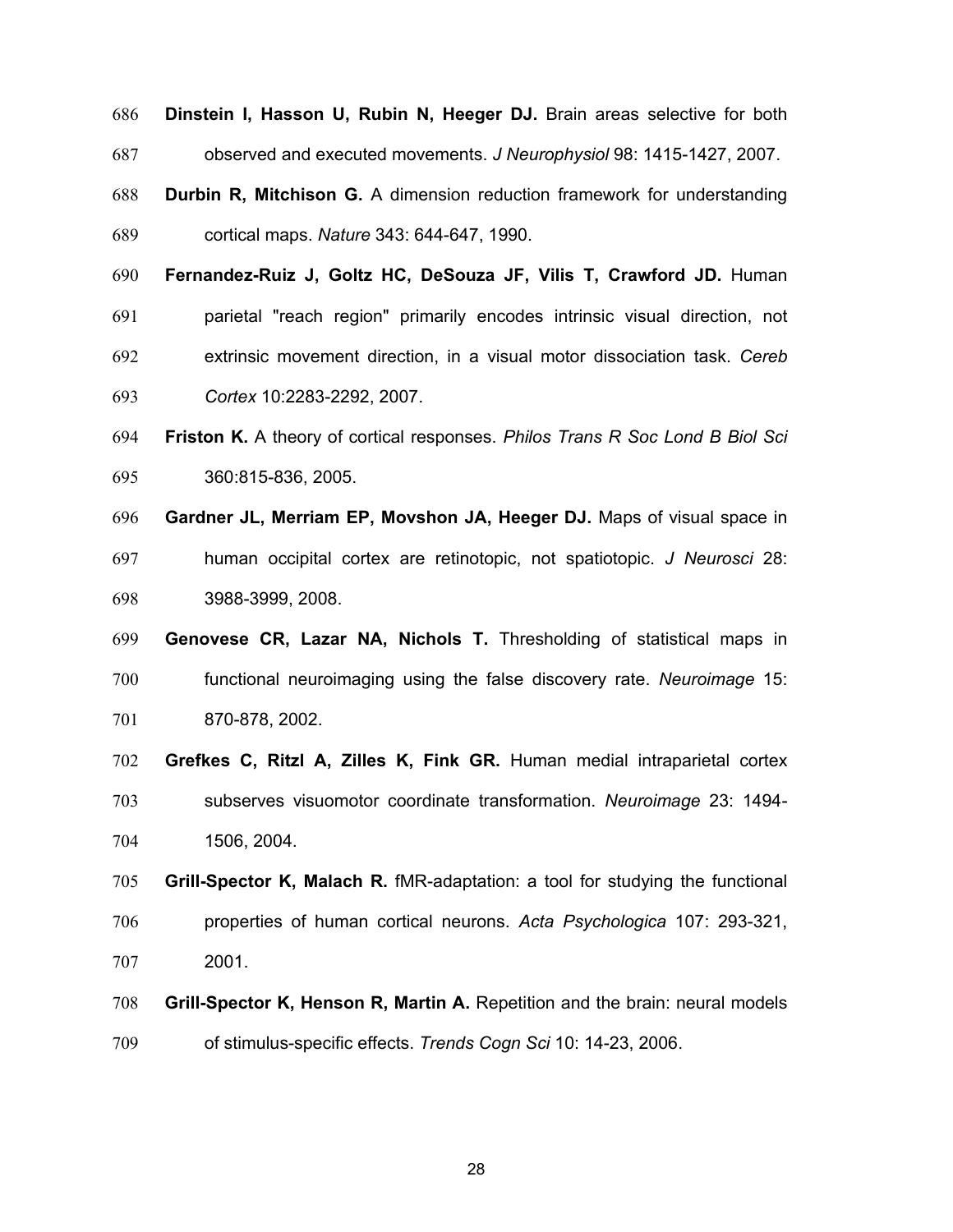**Dinstein I, Hasson U, Rubin N, Heeger DJ.** Brain areas selective for both observed and executed movements. *J Neurophysiol* 98: 1415-1427, 2007.

**Durbin R, Mitchison G.** A dimension reduction framework for understanding cortical maps. *Nature* 343: 644-647, 1990.

**Fernandez-Ruiz J, Goltz HC, DeSouza JF, Vilis T, Crawford JD.** Human parietal "reach region" primarily encodes intrinsic visual direction, not extrinsic movement direction, in a visual motor dissociation task. *Cereb Cortex* 10:2283-2292, 2007.

**Friston K.** A theory of cortical responses. *Philos Trans R Soc Lond B Biol Sci* 360:815-836, 2005.

**Gardner JL, Merriam EP, Movshon JA, Heeger DJ.** Maps of visual space in human occipital cortex are retinotopic, not spatiotopic. *J Neurosci* 28: 3988-3999, 2008.

**Genovese CR, Lazar NA, Nichols T.** Thresholding of statistical maps in functional neuroimaging using the false discovery rate. *Neuroimage* 15: 870-878, 2002.

**Grefkes C, Ritzl A, Zilles K, Fink GR.** Human medial intraparietal cortex subserves visuomotor coordinate transformation. *Neuroimage* 23: 1494-1506, 2004.

**Grill-Spector K, Malach R.** fMR-adaptation: a tool for studying the functional properties of human cortical neurons. *Acta Psychologica* 107: 293-321, 2001.

**Grill-Spector K, Henson R, Martin A.** Repetition and the brain: neural models of stimulus-specific effects. *Trends Cogn Sci* 10: 14-23, 2006.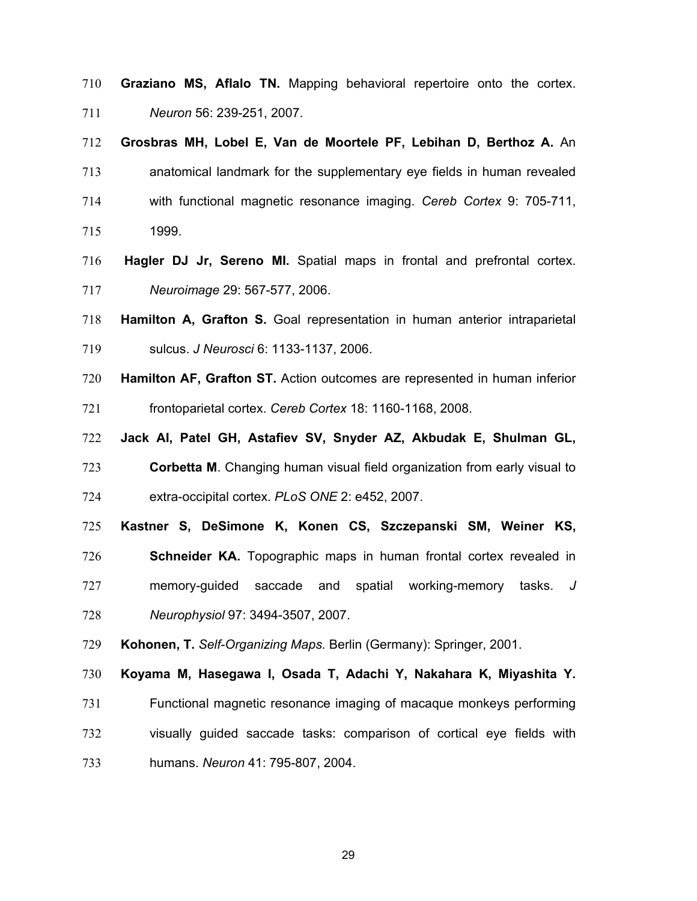**Graziano MS, Aflalo TN.** Mapping behavioral repertoire onto the cortex. *Neuron* 56: 239-251, 2007.

**Grosbras MH, Lobel E, Van de Moortele PF, Lebihan D, Berthoz A.** An anatomical landmark for the supplementary eye fields in human revealed with functional magnetic resonance imaging. *Cereb Cortex* 9: 705-711, 1999.

**Hagler DJ Jr, Sereno MI.** Spatial maps in frontal and prefrontal cortex. *Neuroimage* 29: 567-577, 2006.

**Hamilton A, Grafton S.** Goal representation in human anterior intraparietal sulcus. *J Neurosci* 6: 1133-1137, 2006.

**Hamilton AF, Grafton ST.** Action outcomes are represented in human inferior frontoparietal cortex. *Cereb Cortex* 18: 1160-1168, 2008.

**Jack AI, Patel GH, Astafiev SV, Snyder AZ, Akbudak E, Shulman GL, Corbetta M**. Changing human visual field organization from early visual to extra-occipital cortex. *PLoS ONE* 2: e452, 2007.

**Kastner S, DeSimone K, Konen CS, Szczepanski SM, Weiner KS, Schneider KA.** Topographic maps in human frontal cortex revealed in memory-guided saccade and spatial working-memory tasks. *J Neurophysiol* 97: 3494-3507, 2007.

**Kohonen, T.** *Self-Organizing Maps.* Berlin (Germany): Springer, 2001.

**Koyama M, Hasegawa I, Osada T, Adachi Y, Nakahara K, Miyashita Y.** Functional magnetic resonance imaging of macaque monkeys performing visually guided saccade tasks: comparison of cortical eye fields with humans. *Neuron* 41: 795-807, 2004.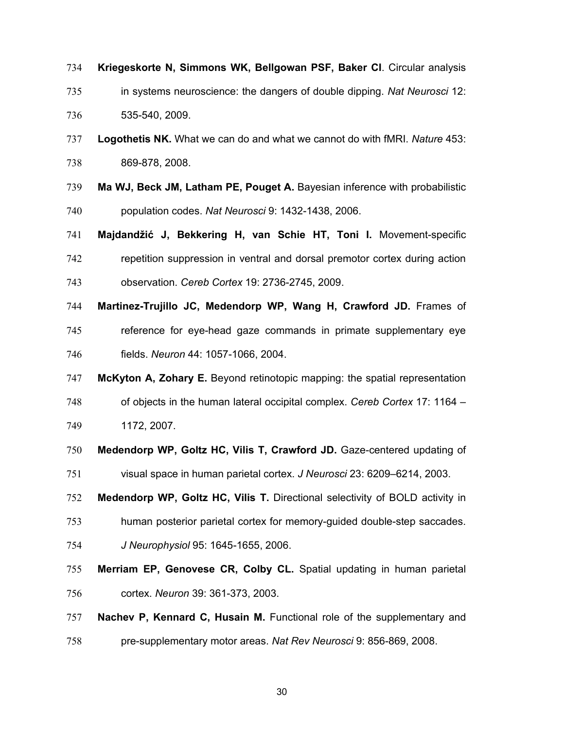**Kriegeskorte N, Simmons WK, Bellgowan PSF, Baker CI**. Circular analysis in systems neuroscience: the dangers of double dipping. *Nat Neurosci* 12: 535-540, 2009.

**Logothetis NK.** What we can do and what we cannot do with fMRI. *Nature* 453: 869-878, 2008.

**Ma WJ, Beck JM, Latham PE, Pouget A.** Bayesian inference with probabilistic population codes. *Nat Neurosci* 9: 1432-1438, 2006.

**Majdandžić J, Bekkering H, van Schie HT, Toni I.** Movement-specific repetition suppression in ventral and dorsal premotor cortex during action observation. *Cereb Cortex* 19: 2736-2745, 2009.

**Martinez-Trujillo JC, Medendorp WP, Wang H, Crawford JD.** Frames of reference for eye-head gaze commands in primate supplementary eye fields. *Neuron* 44: 1057-1066, 2004.

**McKyton A, Zohary E.** Beyond retinotopic mapping: the spatial representation of objects in the human lateral occipital complex. *Cereb Cortex* 17: 1164 – 1172, 2007.

**Medendorp WP, Goltz HC, Vilis T, Crawford JD.** Gaze-centered updating of visual space in human parietal cortex. *J Neurosci* 23: 6209–6214, 2003.

**Medendorp WP, Goltz HC, Vilis T.** Directional selectivity of BOLD activity in human posterior parietal cortex for memory-guided double-step saccades. *J Neurophysiol* 95: 1645-1655, 2006.

**Merriam EP, Genovese CR, Colby CL.** Spatial updating in human parietal cortex. *Neuron* 39: 361-373, 2003.

**Nachev P, Kennard C, Husain M.** Functional role of the supplementary and pre-supplementary motor areas. *Nat Rev Neurosci* 9: 856-869, 2008.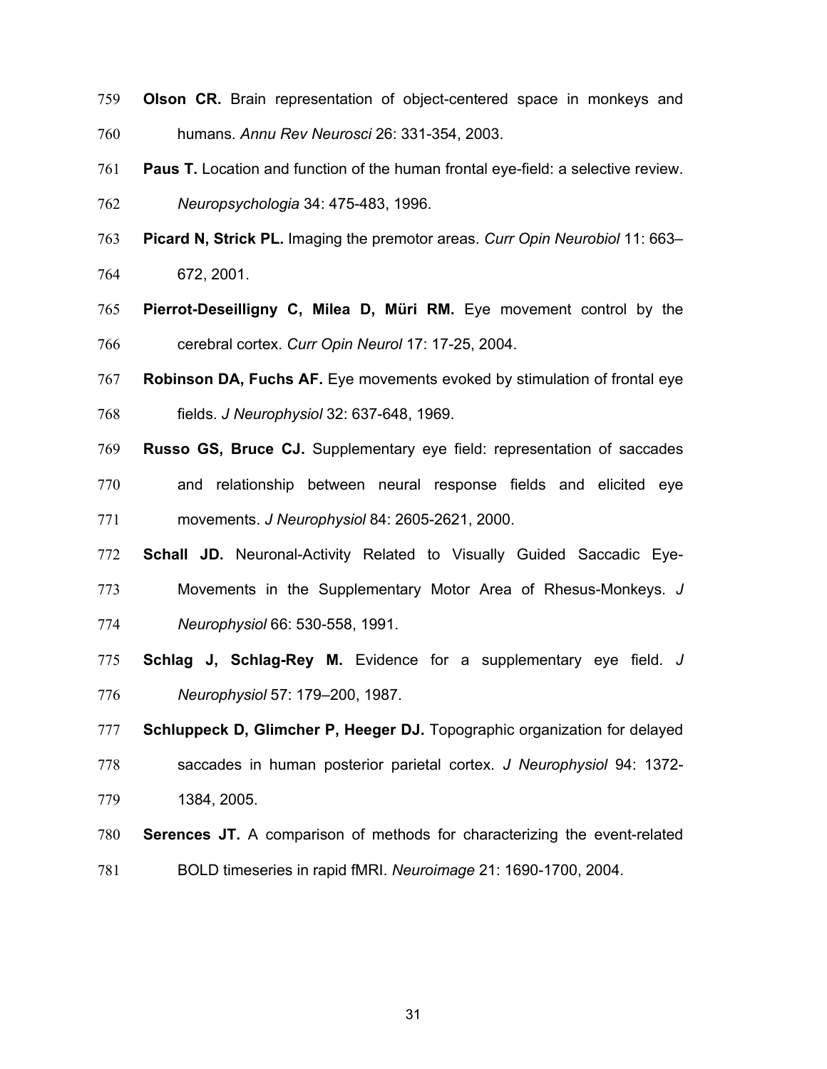**Olson CR.** Brain representation of object-centered space in monkeys and humans. *Annu Rev Neurosci* 26: 331-354, 2003.

**Paus T.** Location and function of the human frontal eye-field: a selective review. *Neuropsychologia* 34: 475-483, 1996.

**Picard N, Strick PL.** Imaging the premotor areas. *Curr Opin Neurobiol* 11: 663–672, 2001.

**Pierrot-Deseilligny C, Milea D, Müri RM.** Eye movement control by the cerebral cortex. *Curr Opin Neurol* 17: 17-25, 2004.

**Robinson DA, Fuchs AF.** Eye movements evoked by stimulation of frontal eye fields. *J Neurophysiol* 32: 637-648, 1969.

**Russo GS, Bruce CJ.** Supplementary eye field: representation of saccades and relationship between neural response fields and elicited eye movements. *J Neurophysiol* 84: 2605-2621, 2000.

**Schall JD.** Neuronal-Activity Related to Visually Guided Saccadic Eye-Movements in the Supplementary Motor Area of Rhesus-Monkeys. *J Neurophysiol* 66: 530-558, 1991.

**Schlag J, Schlag-Rey M.** Evidence for a supplementary eye field. *J Neurophysiol* 57: 179–200, 1987.

**Schluppeck D, Glimcher P, Heeger DJ.** Topographic organization for delayed saccades in human posterior parietal cortex. *J Neurophysiol* 94: 1372-1384, 2005.

**Serences JT.** A comparison of methods for characterizing the event-related BOLD timeseries in rapid fMRI. *Neuroimage* 21: 1690-1700, 2004.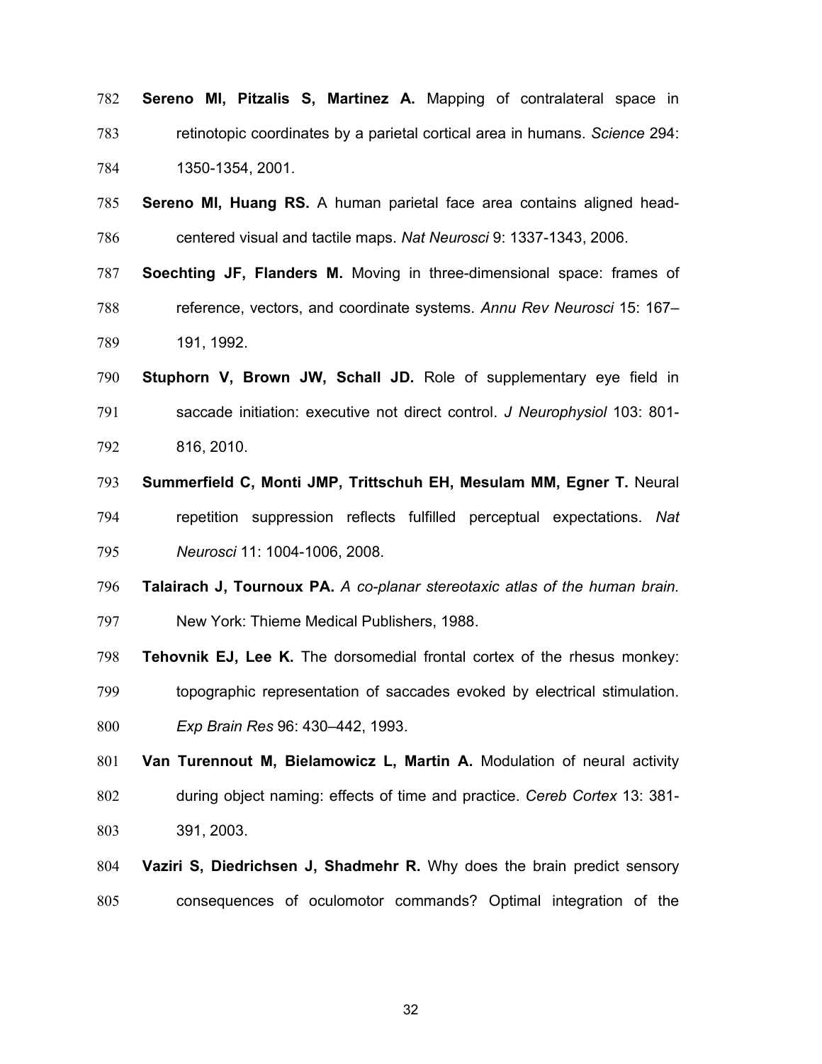**Sereno MI, Pitzalis S, Martinez A.** Mapping of contralateral space in retinotopic coordinates by a parietal cortical area in humans. *Science* 294: 1350-1354, 2001.

**Sereno MI, Huang RS.** A human parietal face area contains aligned head-centered visual and tactile maps. *Nat Neurosci* 9: 1337-1343, 2006.

**Soechting JF, Flanders M.** Moving in three-dimensional space: frames of reference, vectors, and coordinate systems. *Annu Rev Neurosci* 15: 167–191, 1992.

**Stuphorn V, Brown JW, Schall JD.** Role of supplementary eye field in saccade initiation: executive not direct control. *J Neurophysiol* 103: 801-816, 2010.

**Summerfield C, Monti JMP, Trittschuh EH, Mesulam MM, Egner T.** Neural repetition suppression reflects fulfilled perceptual expectations. *Nat Neurosci* 11: 1004-1006, 2008.

**Talairach J, Tournoux PA.** *A co-planar stereotaxic atlas of the human brain.* New York: Thieme Medical Publishers, 1988.

**Tehovnik EJ, Lee K.** The dorsomedial frontal cortex of the rhesus monkey: topographic representation of saccades evoked by electrical stimulation. *Exp Brain Res* 96: 430–442, 1993.

**Van Turennout M, Bielamowicz L, Martin A.** Modulation of neural activity during object naming: effects of time and practice. *Cereb Cortex* 13: 381-391, 2003.

**Vaziri S, Diedrichsen J, Shadmehr R.** Why does the brain predict sensory consequences of oculomotor commands? Optimal integration of the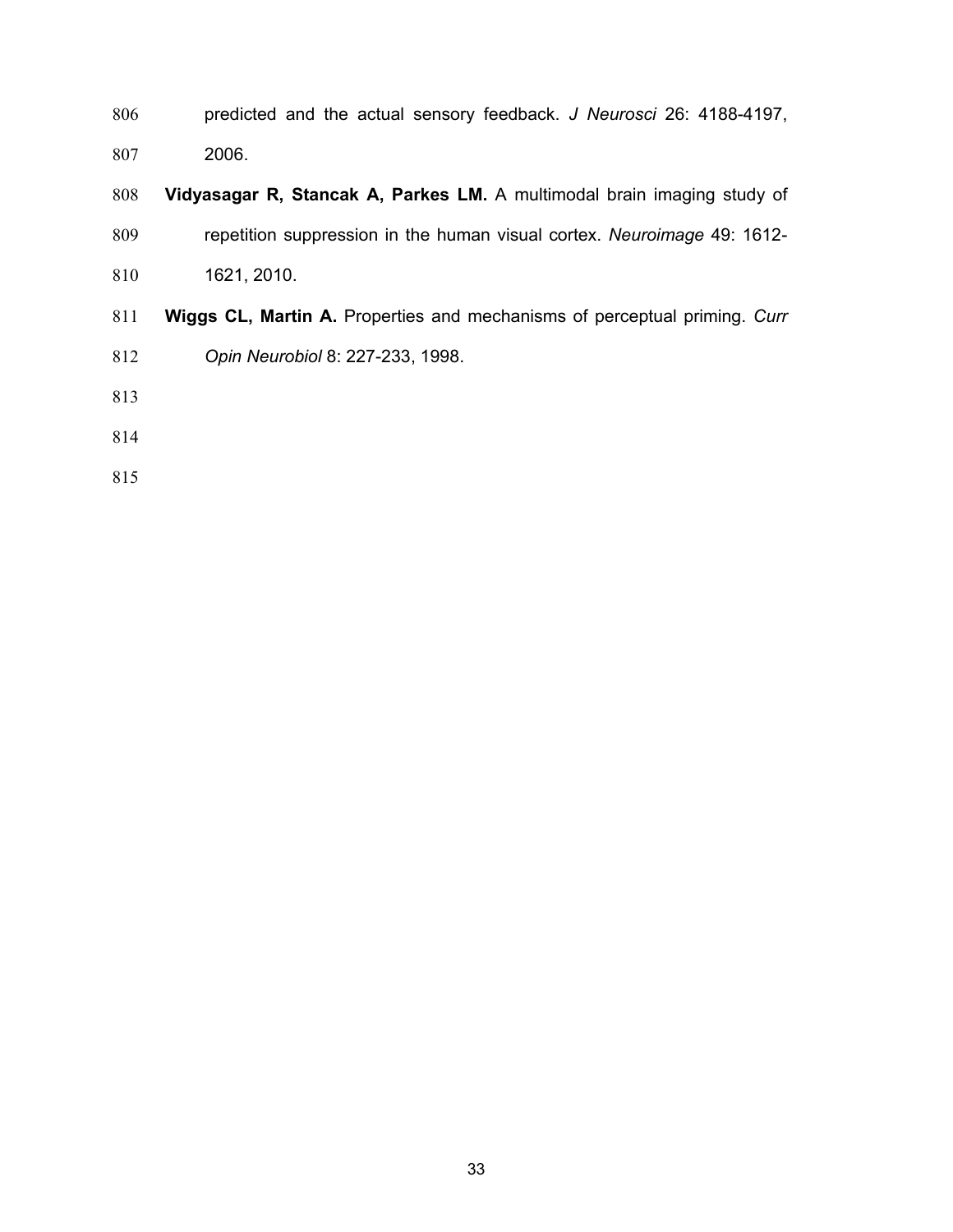predicted and the actual sensory feedback. *J Neurosci* 26: 4188-4197, 2006.

**Vidyasagar R, Stancak A, Parkes LM.** A multimodal brain imaging study of repetition suppression in the human visual cortex. *Neuroimage* 49: 1612-1621, 2010.

**Wiggs CL, Martin A.** Properties and mechanisms of perceptual priming. *Curr Opin Neurobiol* 8: 227-233, 1998.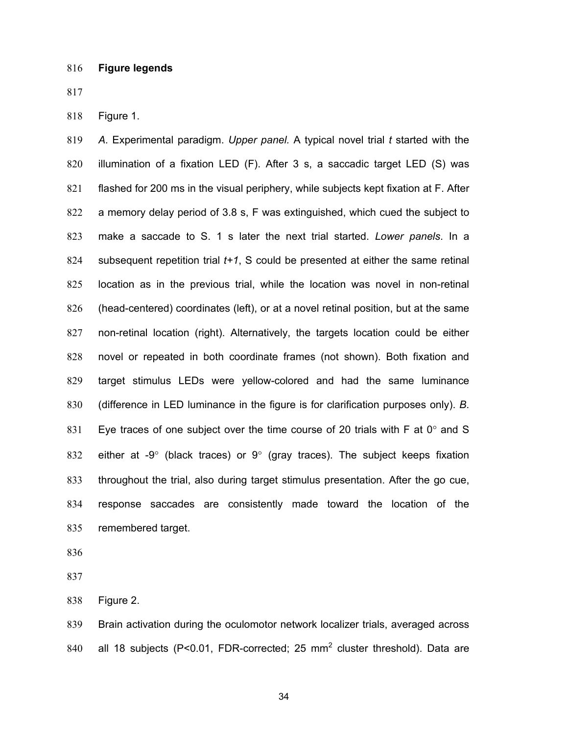**Figure legends**

Figure 1.

*A*. Experimental paradigm. *Upper panel.* A typical novel trial *t* started with the illumination of a fixation LED (F). After 3 s, a saccadic target LED (S) was flashed for 200 ms in the visual periphery, while subjects kept fixation at F. After a memory delay period of 3.8 s, F was extinguished, which cued the subject to make a saccade to S. 1 s later the next trial started. *Lower panels*. In a subsequent repetition trial *t+1*, S could be presented at either the same retinal location as in the previous trial, while the location was novel in non-retinal (head-centered) coordinates (left), or at a novel retinal position, but at the same non-retinal location (right). Alternatively, the targets location could be either novel or repeated in both coordinate frames (not shown). Both fixation and target stimulus LEDs were yellow-colored and had the same luminance (difference in LED luminance in the figure is for clarification purposes only). *B*. Eye traces of one subject over the time course of 20 trials with F at 0° and S either at -9° (black traces) or 9° (gray traces). The subject keeps fixation throughout the trial, also during target stimulus presentation. After the go cue, response saccades are consistently made toward the location of the remembered target.

Figure 2.

Brain activation during the oculomotor network localizer trials, averaged across all 18 subjects (P<0.01, FDR-corrected; 25 $mm^2$ cluster threshold). Data are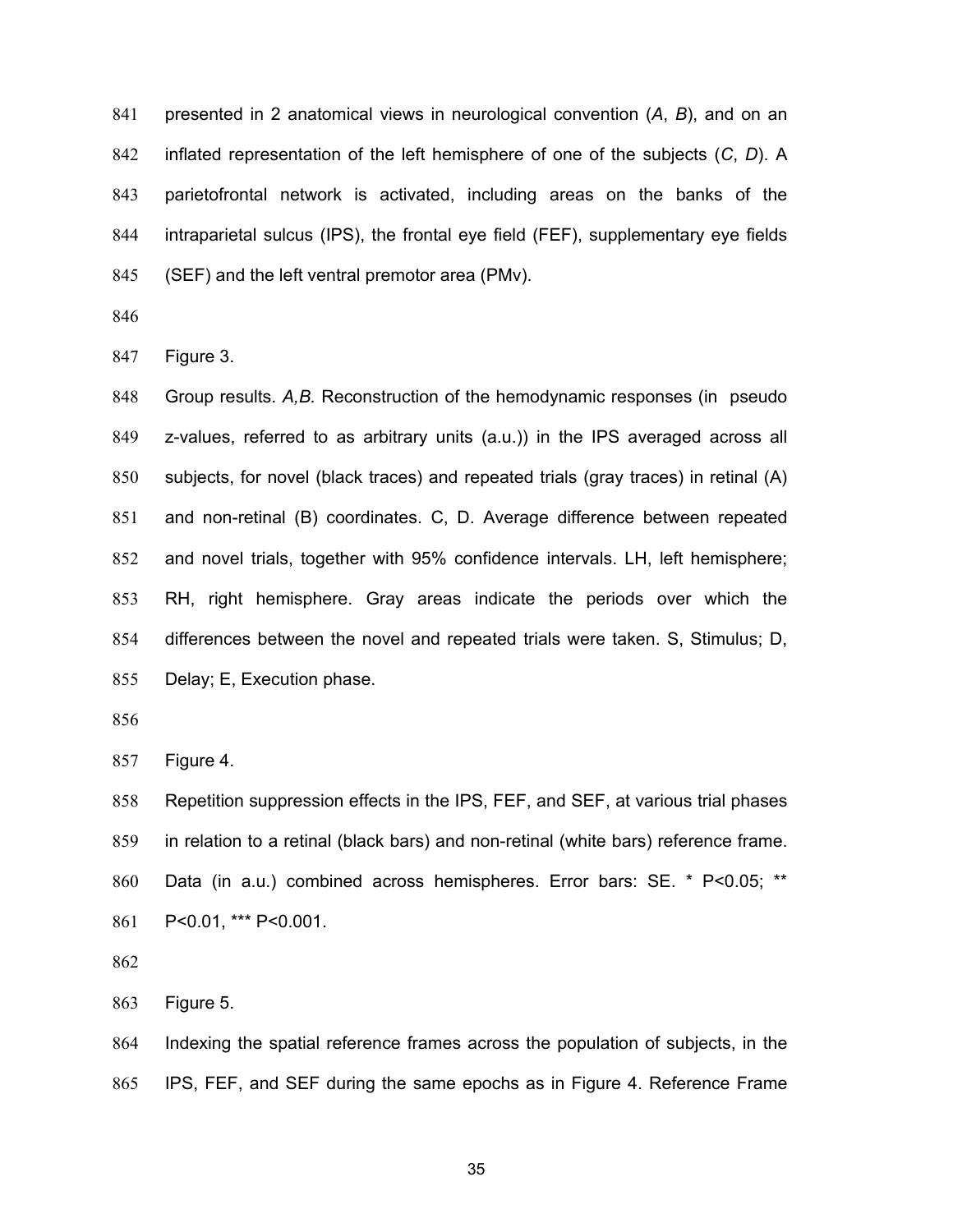presented in 2 anatomical views in neurological convention (*A*, *B*), and on an inflated representation of the left hemisphere of one of the subjects (*C*, *D*). A parietofrontal network is activated, including areas on the banks of the intraparietal sulcus (IPS), the frontal eye field (FEF), supplementary eye fields (SEF) and the left ventral premotor area (PMv).

Figure 3.

Group results. *A,B.* Reconstruction of the hemodynamic responses (in pseudo z-values, referred to as arbitrary units (a.u.)) in the IPS averaged across all subjects, for novel (black traces) and repeated trials (gray traces) in retinal (A) and non-retinal (B) coordinates. C, D. Average difference between repeated and novel trials, together with 95% confidence intervals. LH, left hemisphere; RH, right hemisphere. Gray areas indicate the periods over which the differences between the novel and repeated trials were taken. S, Stimulus; D, Delay; E, Execution phase.

Figure 4.

Repetition suppression effects in the IPS, FEF, and SEF, at various trial phases in relation to a retinal (black bars) and non-retinal (white bars) reference frame. Data (in a.u.) combined across hemispheres. Error bars: SE. * $P<0.05$; ** $P<0.01$, *** $P<0.001$.

Figure 5.

Indexing the spatial reference frames across the population of subjects, in the IPS, FEF, and SEF during the same epochs as in Figure 4. Reference Frame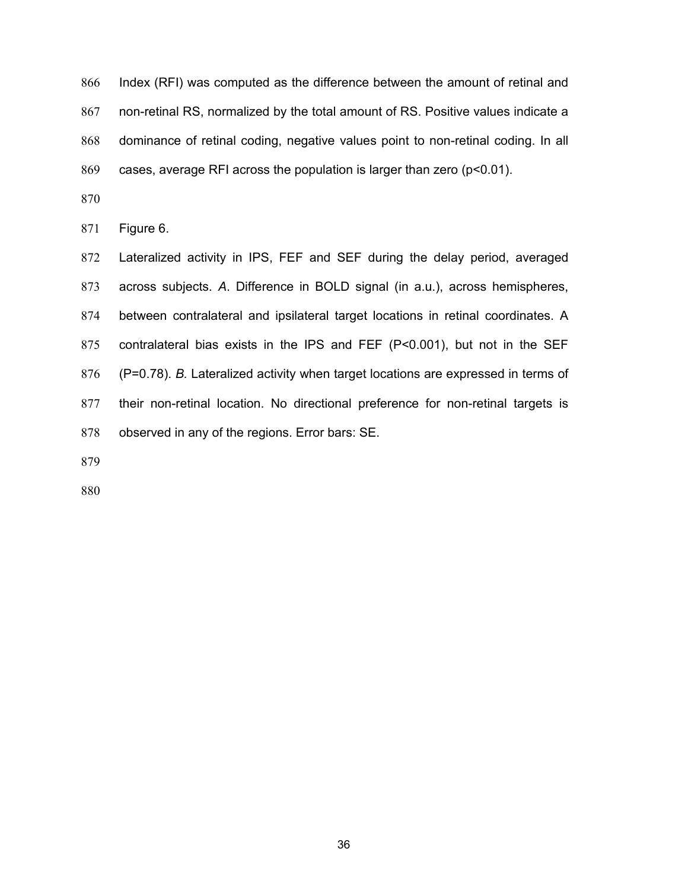Index (RFI) was computed as the difference between the amount of retinal and non-retinal RS, normalized by the total amount of RS. Positive values indicate a dominance of retinal coding, negative values point to non-retinal coding. In all cases, average RFI across the population is larger than zero ($p<0.01$).

Figure 6.

Lateralized activity in IPS, FEF and SEF during the delay period, averaged across subjects. *A*. Difference in BOLD signal (in a.u.), across hemispheres, between contralateral and ipsilateral target locations in retinal coordinates. A contralateral bias exists in the IPS and FEF ($P<0.001$), but not in the SEF ($P=0.78$). *B.* Lateralized activity when target locations are expressed in terms of their non-retinal location. No directional preference for non-retinal targets is observed in any of the regions. Error bars: SE.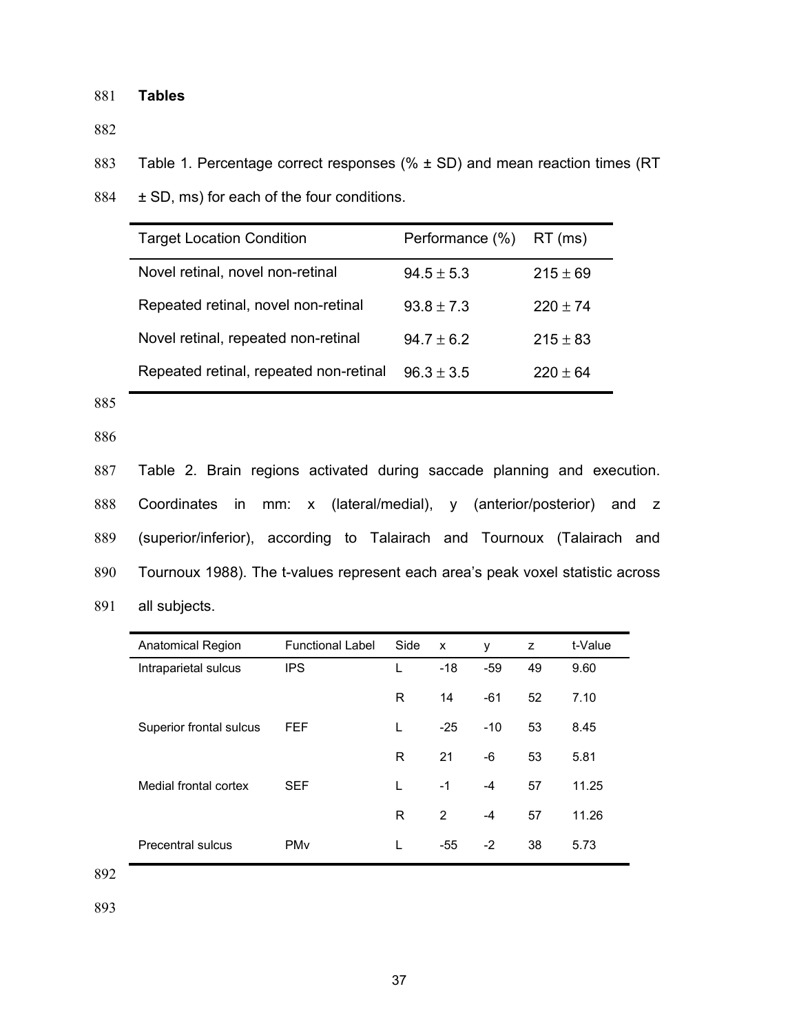## Tables

Table 1. Percentage correct responses (% ± SD) and mean reaction times (RT ± SD, ms) for each of the four conditions.

| Target Location Condition | Performance (%) | RT (ms) |
|---|---|---|
| Novel retinal, novel non-retinal | $94.5 \pm 5.3$ | $215 \pm 69$ |
| Repeated retinal, novel non-retinal | $93.8 \pm 7.3$ | $220 \pm 74$ |
| Novel retinal, repeated non-retinal | $94.7 \pm 6.2$ | $215 \pm 83$ |
| Repeated retinal, repeated non-retinal | $96.3 \pm 3.5$ | $220 \pm 64$ |

Table 2. Brain regions activated during saccade planning and execution. Coordinates in mm: x (lateral/medial), y (anterior/posterior) and z (superior/inferior), according to Talairach and Tournoux (Talairach and Tournoux 1988). The t-values represent each area's peak voxel statistic across all subjects.

| Anatomical Region | Functional Label | Side | x | y | z | t-Value |
|---|---|---|---|---|---|---|
| Intraparietal sulcus | IPS | L | -18 | -59 | 49 | 9.60 |
| | | R | 14 | -61 | 52 | 7.10 |
| Superior frontal sulcus | FEF | L | -25 | -10 | 53 | 8.45 |
| | | R | 21 | -6 | 53 | 5.81 |
| Medial frontal cortex | SEF | L | -1 | -4 | 57 | 11.25 |
| | | R | 2 | -4 | 57 | 11.26 |
| Precentral sulcus | PMv | L | -55 | -2 | 38 | 5.73 |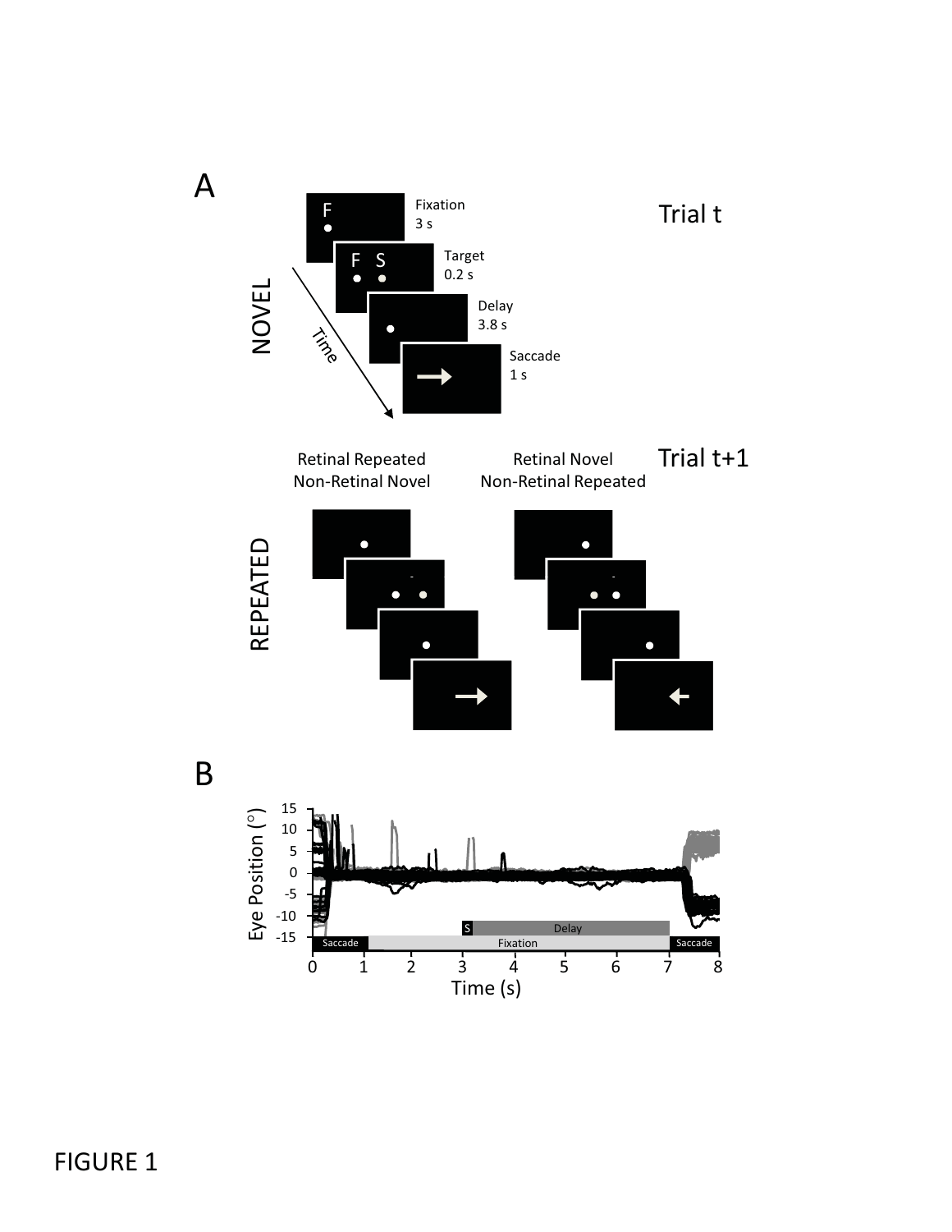FIGURE 1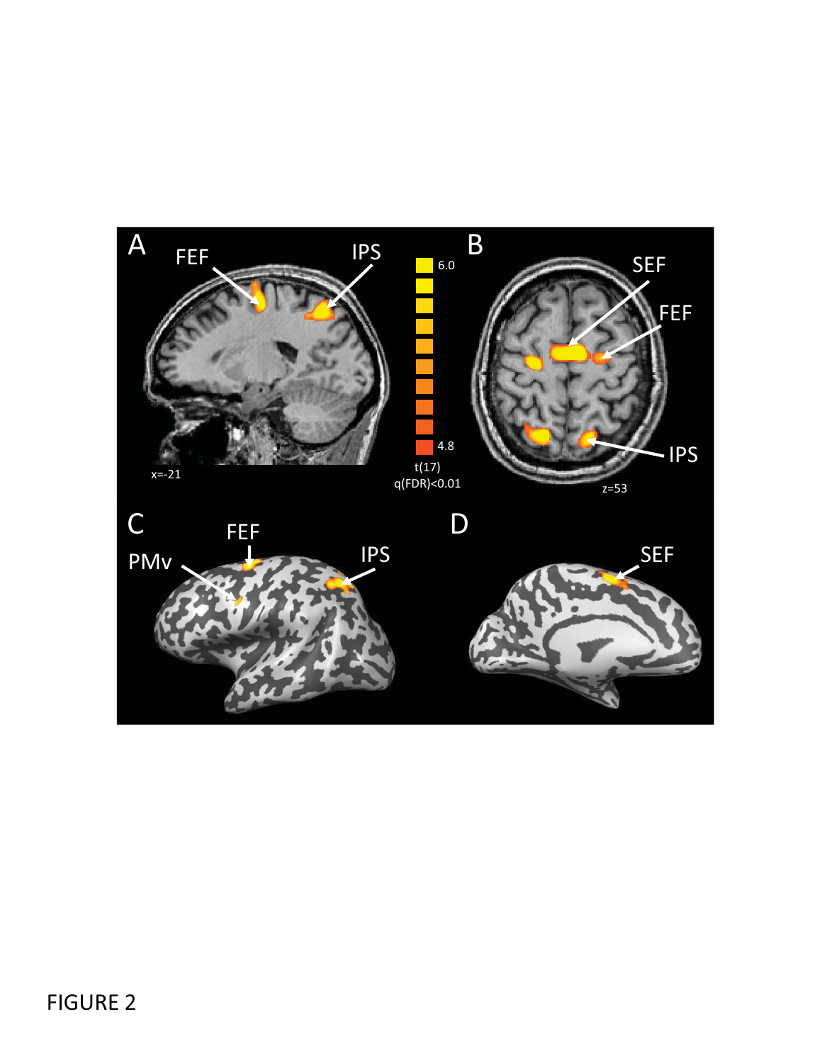FIGURE 2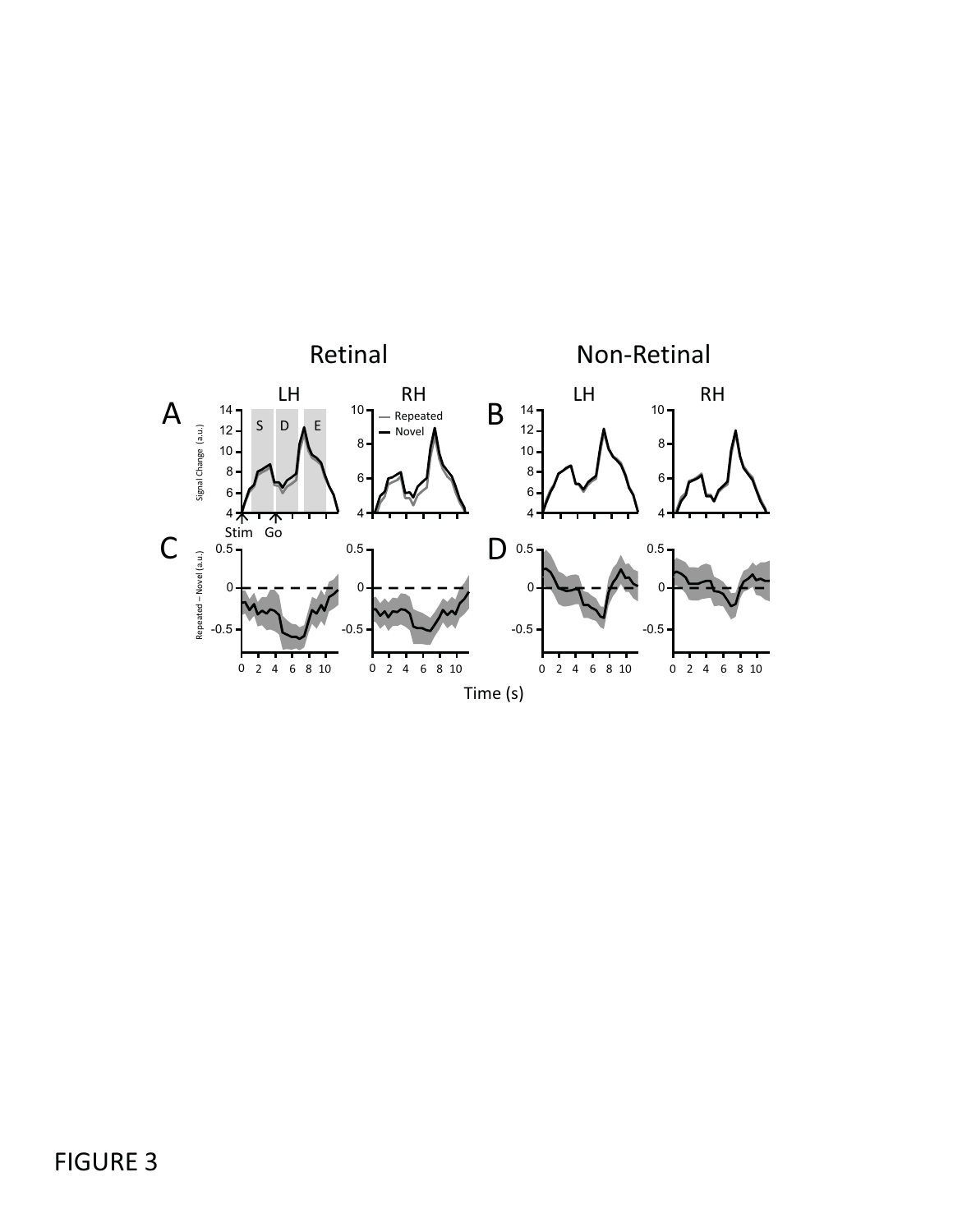FIGURE 3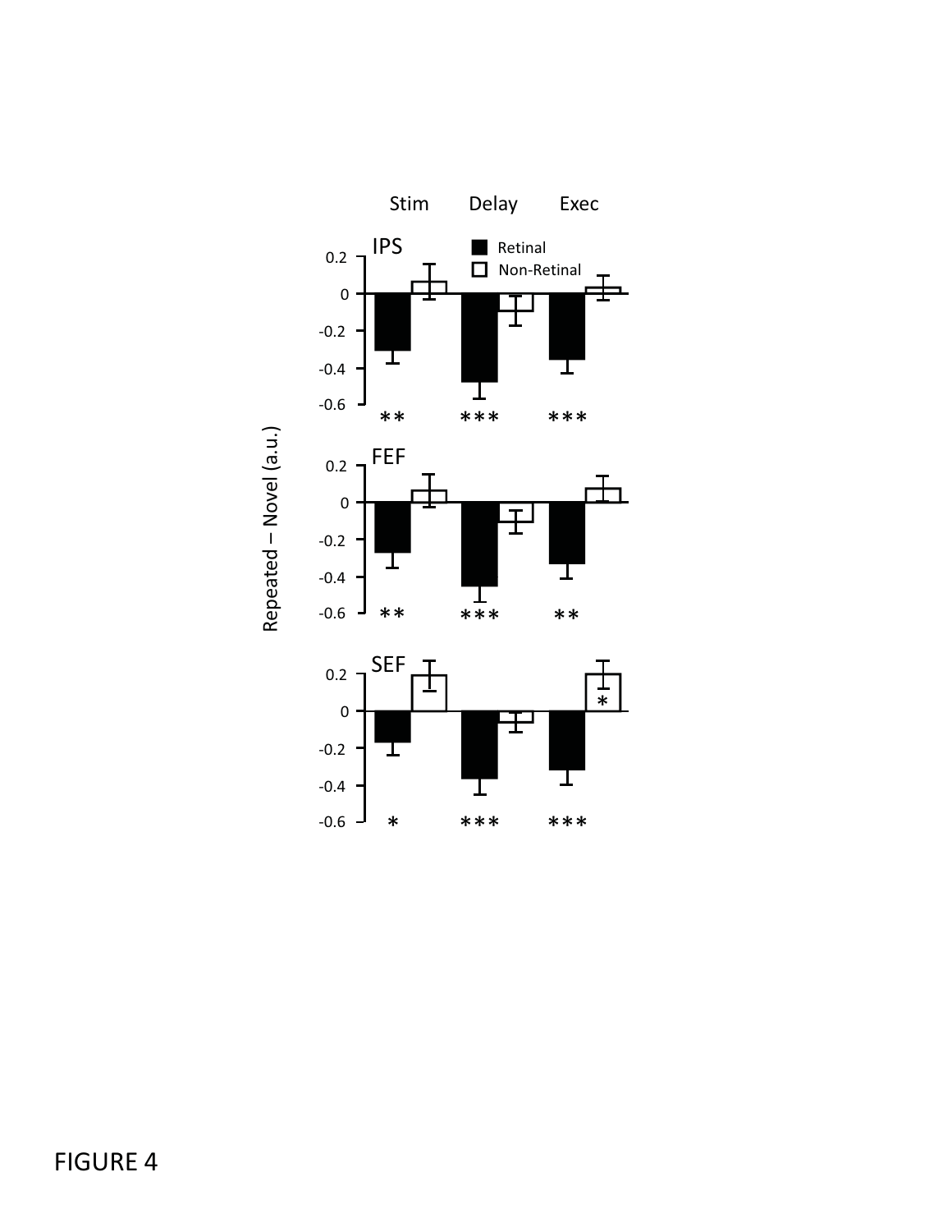FIGURE 4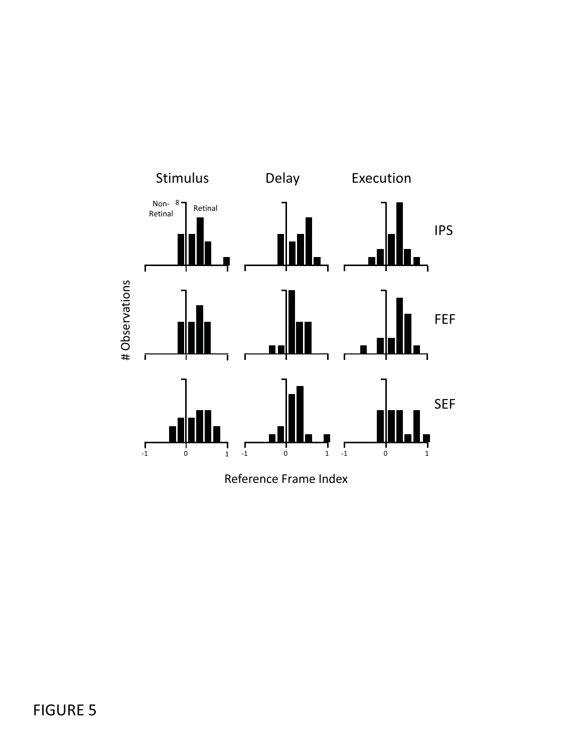FIGURE 5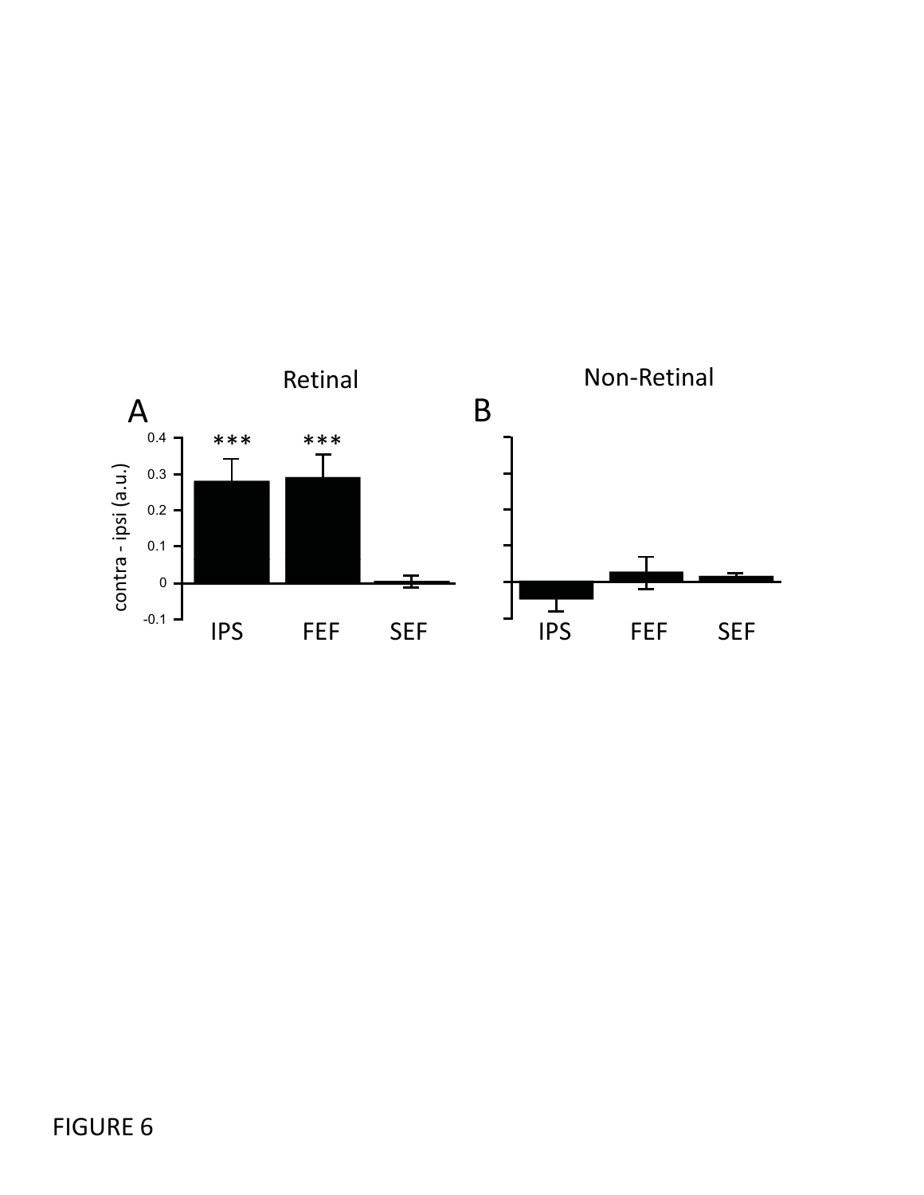Retinal

A

0.4
0.3
0.2
0.1
0
-0.1

contra - ipsi (a.u.)

***
***

IPS
FEF
SEF

Non-Retinal

B

IPS
FEF
SEF

FIGURE 6